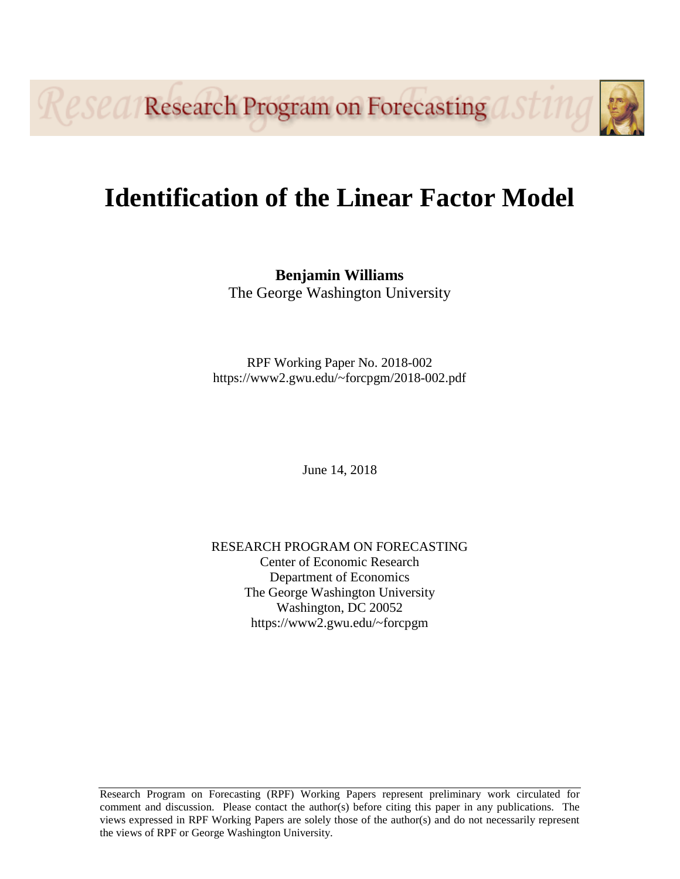Research Program on Forecasting

# Identification of the Linear Factor Model

**Benjamin Williams**
The George Washington University

RPF Working Paper No. 2018-002
https://www2.gwu.edu/~forcpgm/2018-002.pdf

June 14, 2018

RESEARCH PROGRAM ON FORECASTING
Center of Economic Research
Department of Economics
The George Washington University
Washington, DC 20052
https://www2.gwu.edu/~forcpgm

Research Program on Forecasting (RPF) Working Papers represent preliminary work circulated for comment and discussion. Please contact the author(s) before citing this paper in any publications. The views expressed in RPF Working Papers are solely those of the author(s) and do not necessarily represent the views of RPF or George Washington University.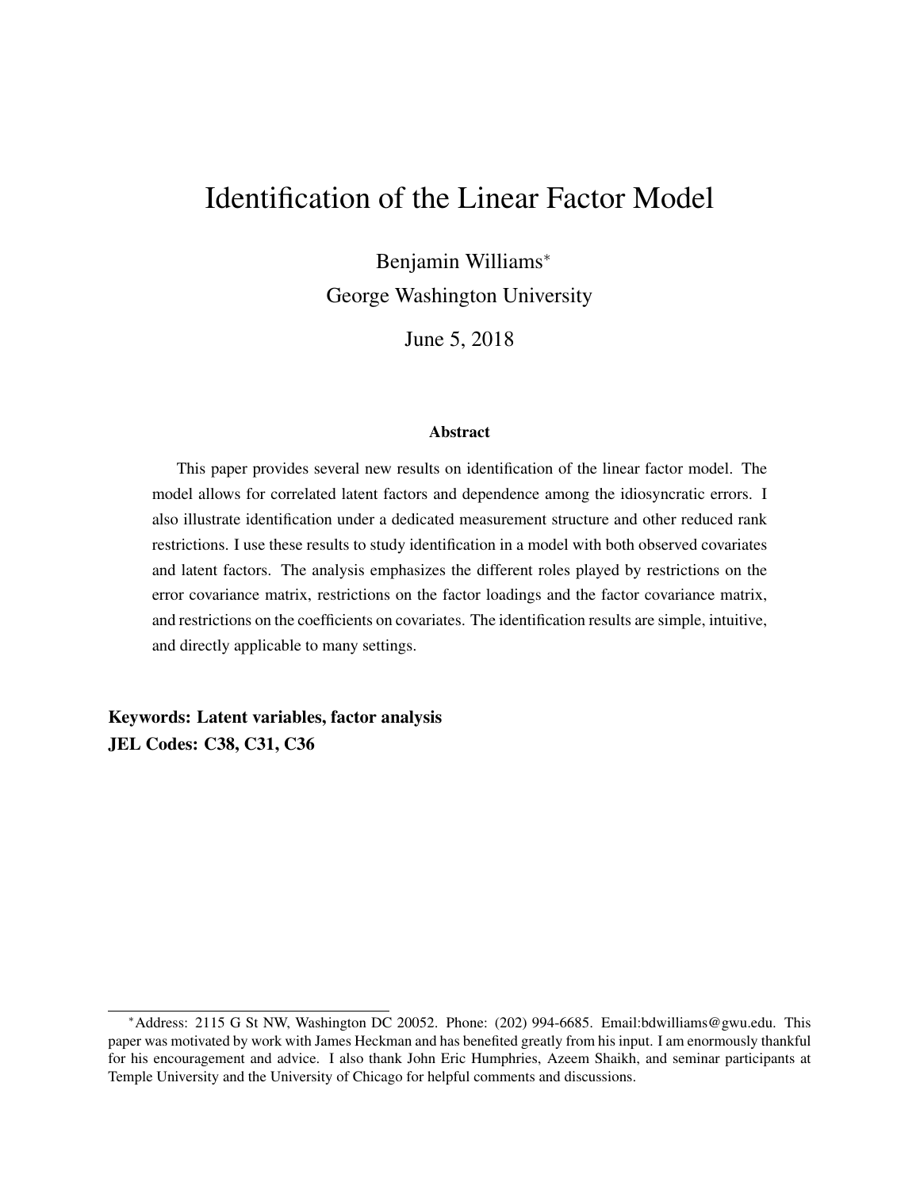# Identification of the Linear Factor Model

Benjamin Williams*

George Washington University

June 5, 2018

### Abstract

This paper provides several new results on identification of the linear factor model. The model allows for correlated latent factors and dependence among the idiosyncratic errors. I also illustrate identification under a dedicated measurement structure and other reduced rank restrictions. I use these results to study identification in a model with both observed covariates and latent factors. The analysis emphasizes the different roles played by restrictions on the error covariance matrix, restrictions on the factor loadings and the factor covariance matrix, and restrictions on the coefficients on covariates. The identification results are simple, intuitive, and directly applicable to many settings.

**Keywords: Latent variables, factor analysis**

**JEL Codes: C38, C31, C36**

---

*Address: 2115 G St NW, Washington DC 20052. Phone: (202) 994-6685. Email:bdwilliams@gwu.edu. This paper was motivated by work with James Heckman and has benefited greatly from his input. I am enormously thankful for his encouragement and advice. I also thank John Eric Humphries, Azeem Shaikh, and seminar participants at Temple University and the University of Chicago for helpful comments and discussions.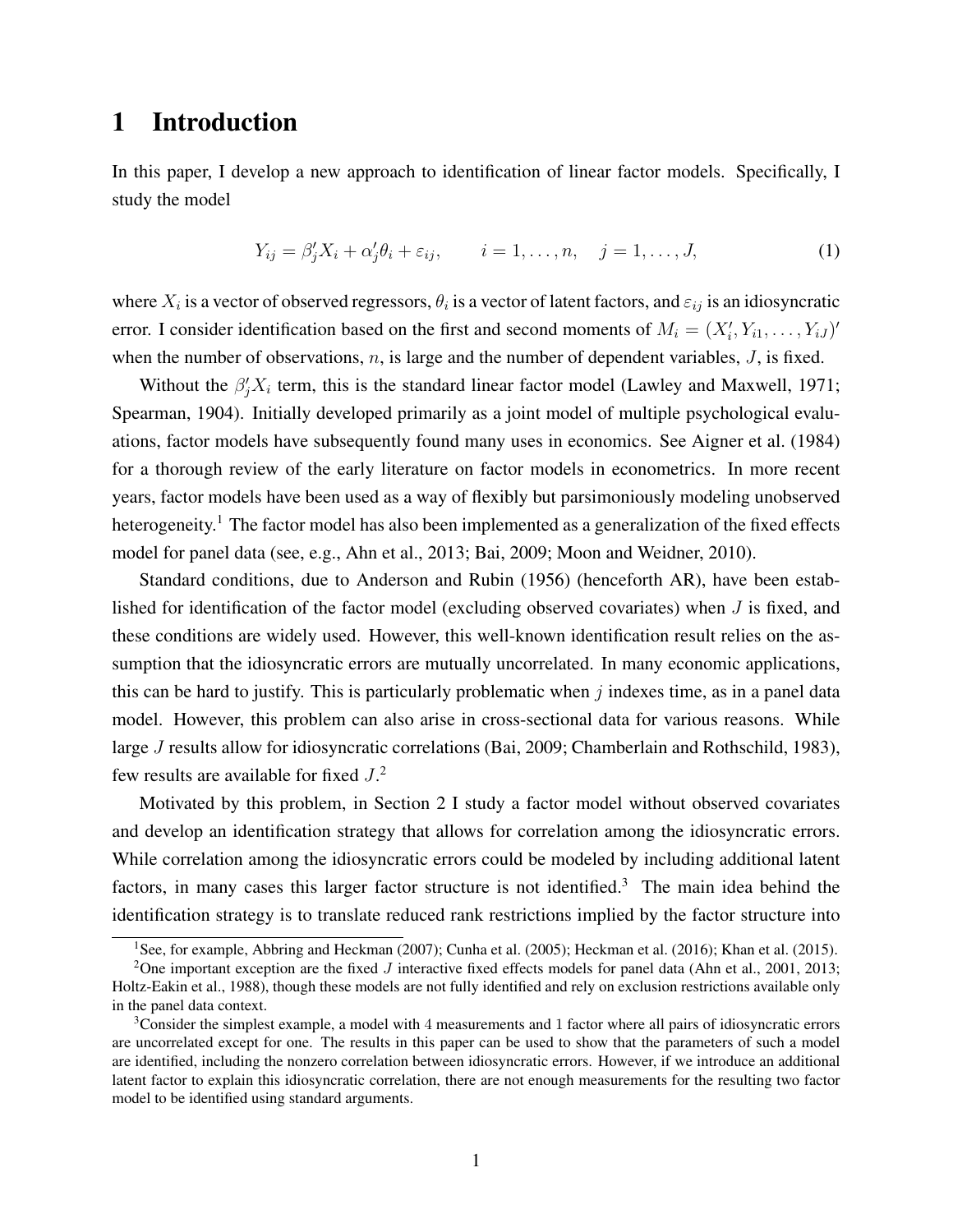# 1 Introduction

In this paper, I develop a new approach to identification of linear factor models. Specifically, I study the model

$$Y_{ij} = \beta_j' X_i + \alpha_j' \theta_i + \varepsilon_{ij}, \qquad i = 1, \ldots, n, \quad j = 1, \ldots, J, \tag{1}$$

where $X_i$ is a vector of observed regressors, $\theta_i$ is a vector of latent factors, and $\varepsilon_{ij}$ is an idiosyncratic error. I consider identification based on the first and second moments of $M_i = (X_i', Y_{i1}, \ldots, Y_{iJ})'$ when the number of observations, $n$, is large and the number of dependent variables, $J$, is fixed.

Without the $\beta_j' X_i$ term, this is the standard linear factor model (Lawley and Maxwell, 1971; Spearman, 1904). Initially developed primarily as a joint model of multiple psychological evaluations, factor models have subsequently found many uses in economics. See Aigner et al. (1984) for a thorough review of the early literature on factor models in econometrics. In more recent years, factor models have been used as a way of flexibly but parsimoniously modeling unobserved heterogeneity.[1] The factor model has also been implemented as a generalization of the fixed effects model for panel data (see, e.g., Ahn et al., 2013; Bai, 2009; Moon and Weidner, 2010).

Standard conditions, due to Anderson and Rubin (1956) (henceforth AR), have been established for identification of the factor model (excluding observed covariates) when $J$ is fixed, and these conditions are widely used. However, this well-known identification result relies on the assumption that the idiosyncratic errors are mutually uncorrelated. In many economic applications, this can be hard to justify. This is particularly problematic when $j$ indexes time, as in a panel data model. However, this problem can also arise in cross-sectional data for various reasons. While large $J$ results allow for idiosyncratic correlations (Bai, 2009; Chamberlain and Rothschild, 1983), few results are available for fixed $J$.[2]

Motivated by this problem, in Section 2 I study a factor model without observed covariates and develop an identification strategy that allows for correlation among the idiosyncratic errors. While correlation among the idiosyncratic errors could be modeled by including additional latent factors, in many cases this larger factor structure is not identified.[3] The main idea behind the identification strategy is to translate reduced rank restrictions implied by the factor structure into

---

[1] See, for example, Abbring and Heckman (2007); Cunha et al. (2005); Heckman et al. (2016); Khan et al. (2015).

[2] One important exception are the fixed $J$ interactive fixed effects models for panel data (Ahn et al., 2001, 2013; Holtz-Eakin et al., 1988), though these models are not fully identified and rely on exclusion restrictions available only in the panel data context.

[3] Consider the simplest example, a model with 4 measurements and 1 factor where all pairs of idiosyncratic errors are uncorrelated except for one. The results in this paper can be used to show that the parameters of such a model are identified, including the nonzero correlation between idiosyncratic errors. However, if we introduce an additional latent factor to explain this idiosyncratic correlation, there are not enough measurements for the resulting two factor model to be identified using standard arguments.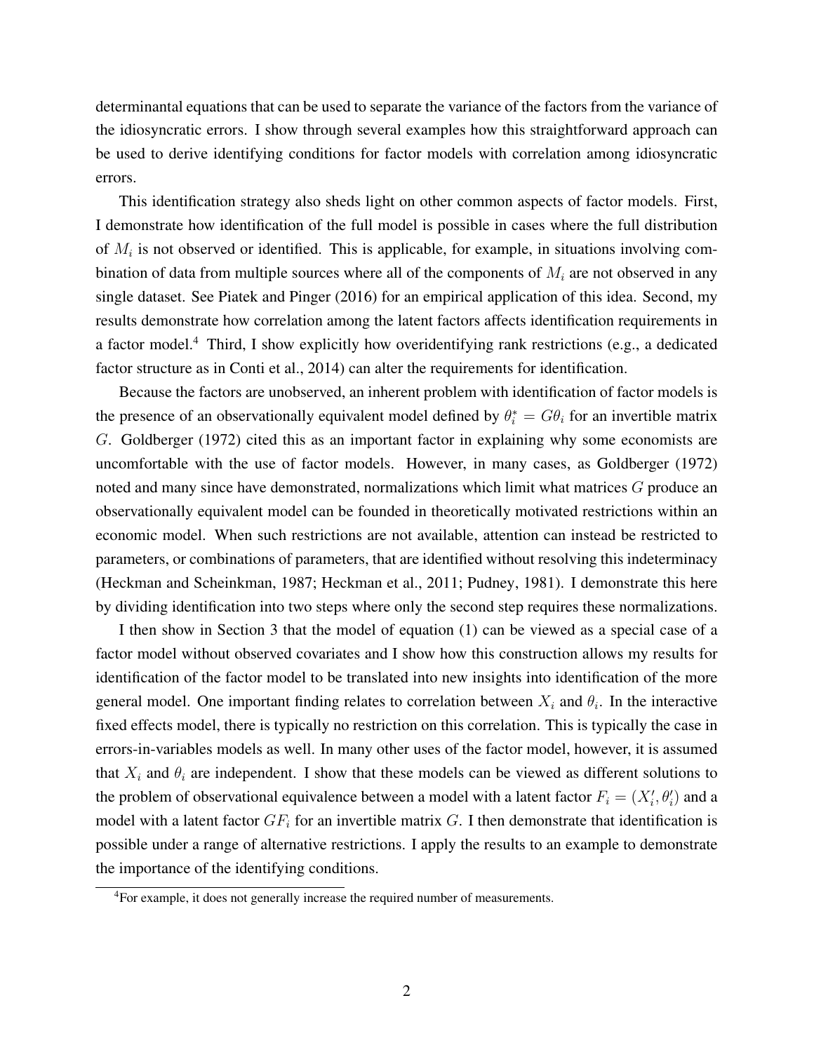determinantal equations that can be used to separate the variance of the factors from the variance of the idiosyncratic errors. I show through several examples how this straightforward approach can be used to derive identifying conditions for factor models with correlation among idiosyncratic errors.

This identification strategy also sheds light on other common aspects of factor models. First, I demonstrate how identification of the full model is possible in cases where the full distribution of $M_i$ is not observed or identified. This is applicable, for example, in situations involving combination of data from multiple sources where all of the components of $M_i$ are not observed in any single dataset. See Piatek and Pinger (2016) for an empirical application of this idea. Second, my results demonstrate how correlation among the latent factors affects identification requirements in a factor model.[4] Third, I show explicitly how overidentifying rank restrictions (e.g., a dedicated factor structure as in Conti et al., 2014) can alter the requirements for identification.

Because the factors are unobserved, an inherent problem with identification of factor models is the presence of an observationally equivalent model defined by $\theta_i^* = G\theta_i$ for an invertible matrix $G$. Goldberger (1972) cited this as an important factor in explaining why some economists are uncomfortable with the use of factor models. However, in many cases, as Goldberger (1972) noted and many since have demonstrated, normalizations which limit what matrices $G$ produce an observationally equivalent model can be founded in theoretically motivated restrictions within an economic model. When such restrictions are not available, attention can instead be restricted to parameters, or combinations of parameters, that are identified without resolving this indeterminacy (Heckman and Scheinkman, 1987; Heckman et al., 2011; Pudney, 1981). I demonstrate this here by dividing identification into two steps where only the second step requires these normalizations.

I then show in Section 3 that the model of equation (1) can be viewed as a special case of a factor model without observed covariates and I show how this construction allows my results for identification of the factor model to be translated into new insights into identification of the more general model. One important finding relates to correlation between $X_i$ and $\theta_i$. In the interactive fixed effects model, there is typically no restriction on this correlation. This is typically the case in errors-in-variables models as well. In many other uses of the factor model, however, it is assumed that $X_i$ and $\theta_i$ are independent. I show that these models can be viewed as different solutions to the problem of observational equivalence between a model with a latent factor $F_i = (X_i', \theta_i')$ and a model with a latent factor $GF_i$ for an invertible matrix $G$. I then demonstrate that identification is possible under a range of alternative restrictions. I apply the results to an example to demonstrate the importance of the identifying conditions.

[4]For example, it does not generally increase the required number of measurements.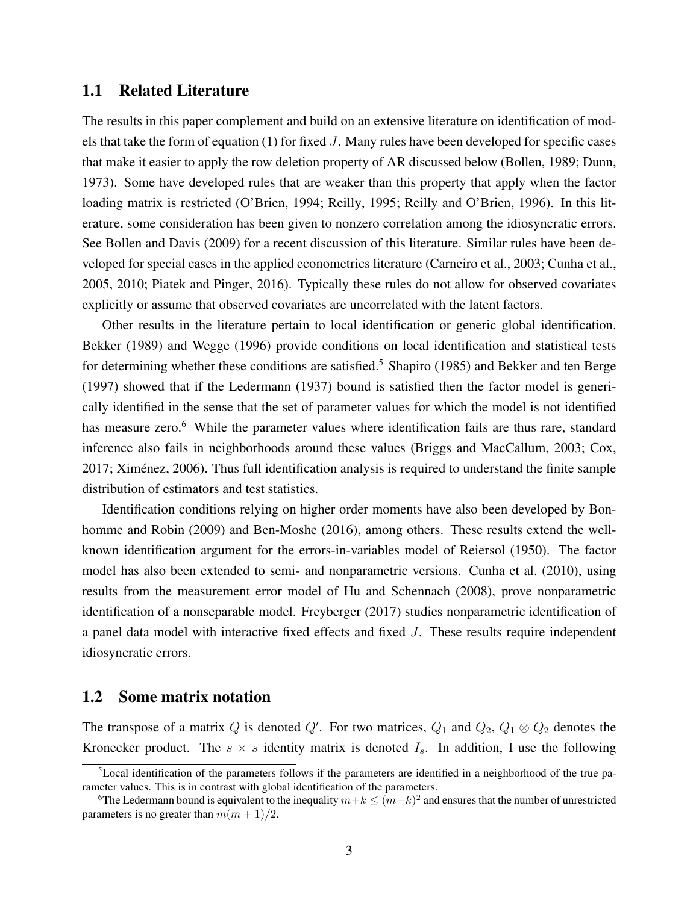## 1.1 Related Literature

The results in this paper complement and build on an extensive literature on identification of models that take the form of equation (1) for fixed $J$. Many rules have been developed for specific cases that make it easier to apply the row deletion property of AR discussed below (Bollen, 1989; Dunn, 1973). Some have developed rules that are weaker than this property that apply when the factor loading matrix is restricted (O'Brien, 1994; Reilly, 1995; Reilly and O'Brien, 1996). In this literature, some consideration has been given to nonzero correlation among the idiosyncratic errors. See Bollen and Davis (2009) for a recent discussion of this literature. Similar rules have been developed for special cases in the applied econometrics literature (Carneiro et al., 2003; Cunha et al., 2005, 2010; Piatek and Pinger, 2016). Typically these rules do not allow for observed covariates explicitly or assume that observed covariates are uncorrelated with the latent factors.

Other results in the literature pertain to local identification or generic global identification. Bekker (1989) and Wegge (1996) provide conditions on local identification and statistical tests for determining whether these conditions are satisfied.[5] Shapiro (1985) and Bekker and ten Berge (1997) showed that if the Ledermann (1937) bound is satisfied then the factor model is generically identified in the sense that the set of parameter values for which the model is not identified has measure zero.[6] While the parameter values where identification fails are thus rare, standard inference also fails in neighborhoods around these values (Briggs and MacCallum, 2003; Cox, 2017; Ximénez, 2006). Thus full identification analysis is required to understand the finite sample distribution of estimators and test statistics.

Identification conditions relying on higher order moments have also been developed by Bonhomme and Robin (2009) and Ben-Moshe (2016), among others. These results extend the well-known identification argument for the errors-in-variables model of Reiersol (1950). The factor model has also been extended to semi- and nonparametric versions. Cunha et al. (2010), using results from the measurement error model of Hu and Schennach (2008), prove nonparametric identification of a nonseparable model. Freyberger (2017) studies nonparametric identification of a panel data model with interactive fixed effects and fixed $J$. These results require independent idiosyncratic errors.

## 1.2 Some matrix notation

The transpose of a matrix $Q$ is denoted $Q'$. For two matrices, $Q_1$ and $Q_2$, $Q_1 \otimes Q_2$ denotes the Kronecker product. The $s \times s$ identity matrix is denoted $I_s$. In addition, I use the following

---

[5] Local identification of the parameters follows if the parameters are identified in a neighborhood of the true parameter values. This is in contrast with global identification of the parameters.

[6] The Ledermann bound is equivalent to the inequality $m+k \leq (m-k)^2$ and ensures that the number of unrestricted parameters is no greater than $m(m+1)/2$.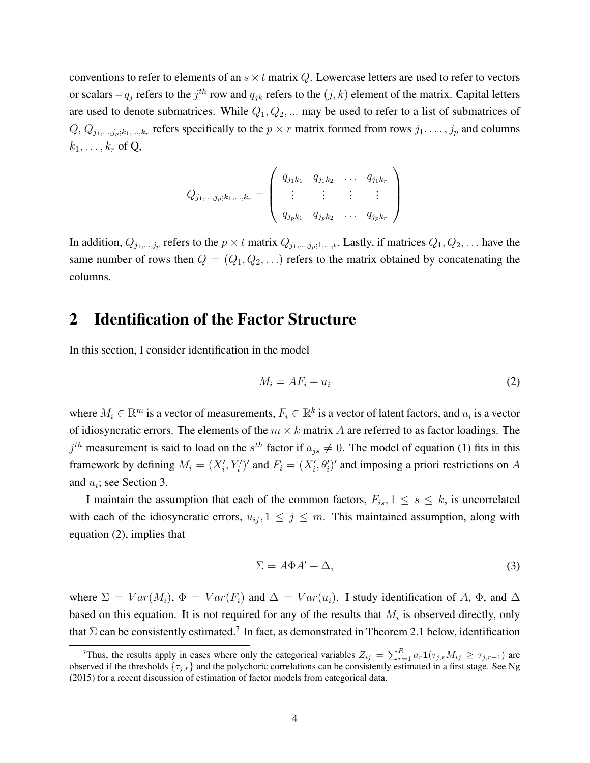conventions to refer to elements of an $s \times t$ matrix $Q$. Lowercase letters are used to refer to vectors or scalars – $q_j$ refers to the $j^{th}$ row and $q_{jk}$ refers to the $(j,k)$ element of the matrix. Capital letters are used to denote submatrices. While $Q_1, Q_2, ...$ may be used to refer to a list of submatrices of $Q$, $Q_{j_1,\ldots,j_p;k_1,\ldots,k_r}$ refers specifically to the $p \times r$ matrix formed from rows $j_1, \ldots, j_p$ and columns $k_1, \ldots, k_r$ of Q,

$$Q_{j_1,\ldots,j_p;k_1,\ldots,k_r} = \begin{pmatrix} q_{j_1k_1} & q_{j_1k_2} & \ldots & q_{j_1k_r} \\ \vdots & \vdots & \vdots & \vdots \\ q_{j_pk_1} & q_{j_pk_2} & \ldots & q_{j_pk_r} \end{pmatrix}$$

In addition, $Q_{j_1,\ldots,j_p}$ refers to the $p \times t$ matrix $Q_{j_1,\ldots,j_p;1,\ldots,t}$. Lastly, if matrices $Q_1, Q_2, \ldots$ have the same number of rows then $Q = (Q_1, Q_2, \ldots)$ refers to the matrix obtained by concatenating the columns.

## 2 Identification of the Factor Structure

In this section, I consider identification in the model

$$M_i = AF_i + u_i \tag{2}$$

where $M_i \in \mathbb{R}^m$ is a vector of measurements, $F_i \in \mathbb{R}^k$ is a vector of latent factors, and $u_i$ is a vector of idiosyncratic errors. The elements of the $m \times k$ matrix $A$ are referred to as factor loadings. The $j^{th}$ measurement is said to load on the $s^{th}$ factor if $a_{js} \neq 0$. The model of equation (1) fits in this framework by defining $M_i = (X_i', Y_i')'$ and $F_i = (X_i', \theta_i')'$ and imposing a priori restrictions on $A$ and $u_i$; see Section 3.

I maintain the assumption that each of the common factors, $F_{is}, 1 \leq s \leq k$, is uncorrelated with each of the idiosyncratic errors, $u_{ij}, 1 \leq j \leq m$. This maintained assumption, along with equation (2), implies that

$$\Sigma = A\Phi A' + \Delta, \tag{3}$$

where $\Sigma = Var(M_i)$, $\Phi = Var(F_i)$ and $\Delta = Var(u_i)$. I study identification of $A$, $\Phi$, and $\Delta$ based on this equation. It is not required for any of the results that $M_i$ is observed directly, only that $\Sigma$ can be consistently estimated.[7] In fact, as demonstrated in Theorem 2.1 below, identification

[7] Thus, the results apply in cases where only the categorical variables $Z_{ij} = \sum_{r=1}^{R} a_r \mathbf{1}(\tau_{j,r} M_{ij} \geq \tau_{j,r+1})$ are observed if the thresholds $\{\tau_{j,r}\}$ and the polychoric correlations can be consistently estimated in a first stage. See Ng (2015) for a recent discussion of estimation of factor models from categorical data.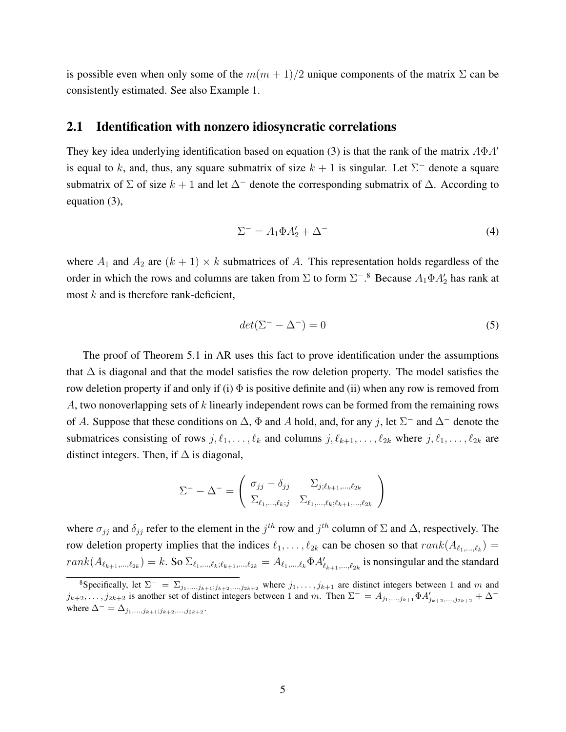is possible even when only some of the $m(m+1)/2$ unique components of the matrix $\Sigma$ can be consistently estimated. See also Example 1.

## 2.1 Identification with nonzero idiosyncratic correlations

They key idea underlying identification based on equation (3) is that the rank of the matrix $A\Phi A'$ is equal to $k$, and, thus, any square submatrix of size $k+1$ is singular. Let $\Sigma^-$ denote a square submatrix of $\Sigma$ of size $k+1$ and let $\Delta^-$ denote the corresponding submatrix of $\Delta$. According to equation (3),

$$\Sigma^- = A_1 \Phi A_2' + \Delta^- \tag{4}$$

where $A_1$ and $A_2$ are $(k+1) \times k$ submatrices of $A$. This representation holds regardless of the order in which the rows and columns are taken from $\Sigma$ to form $\Sigma^-$.[8] Because $A_1 \Phi A_2'$ has rank at most $k$ and is therefore rank-deficient,

$$det(\Sigma^- - \Delta^-) = 0 \tag{5}$$

The proof of Theorem 5.1 in AR uses this fact to prove identification under the assumptions that $\Delta$ is diagonal and that the model satisfies the row deletion property. The model satisfies the row deletion property if and only if (i) $\Phi$ is positive definite and (ii) when any row is removed from $A$, two nonoverlapping sets of $k$ linearly independent rows can be formed from the remaining rows of $A$. Suppose that these conditions on $\Delta$, $\Phi$ and $A$ hold, and, for any $j$, let $\Sigma^-$ and $\Delta^-$ denote the submatrices consisting of rows $j, \ell_1, \ldots, \ell_k$ and columns $j, \ell_{k+1}, \ldots, \ell_{2k}$ where $j, \ell_1, \ldots, \ell_{2k}$ are distinct integers. Then, if $\Delta$ is diagonal,

$$\Sigma^- - \Delta^- = \begin{pmatrix} \sigma_{jj} - \delta_{jj} & \Sigma_{j;\ell_{k+1},\ldots,\ell_{2k}} \\ \Sigma_{\ell_1,\ldots,\ell_k;j} & \Sigma_{\ell_1,\ldots,\ell_k;\ell_{k+1},\ldots,\ell_{2k}} \end{pmatrix}$$

where $\sigma_{jj}$ and $\delta_{jj}$ refer to the element in the $j^{th}$ row and $j^{th}$ column of $\Sigma$ and $\Delta$, respectively. The row deletion property implies that the indices $\ell_1, \ldots, \ell_{2k}$ can be chosen so that $rank(A_{\ell_1,\ldots,\ell_k}) = rank(A_{\ell_{k+1},\ldots,\ell_{2k}}) = k$. So $\Sigma_{\ell_1,\ldots,\ell_k;\ell_{k+1},\ldots,\ell_{2k}} = A_{\ell_1,\ldots,\ell_k} \Phi A'_{\ell_{k+1},\ldots,\ell_{2k}}$ is nonsingular and the standard

[8] Specifically, let $\Sigma^- = \Sigma_{j_1,\ldots,j_{k+1};j_{k+2},\ldots,j_{2k+2}}$ where $j_1, \ldots, j_{k+1}$ are distinct integers between 1 and $m$ and $j_{k+2}, \ldots, j_{2k+2}$ is another set of distinct integers between 1 and $m$. Then $\Sigma^- = A_{j_1,\ldots,j_{k+1}} \Phi A'_{j_{k+2},\ldots,j_{2k+2}} + \Delta^-$ where $\Delta^- = \Delta_{j_1,\ldots,j_{k+1};j_{k+2},\ldots,j_{2k+2}}$.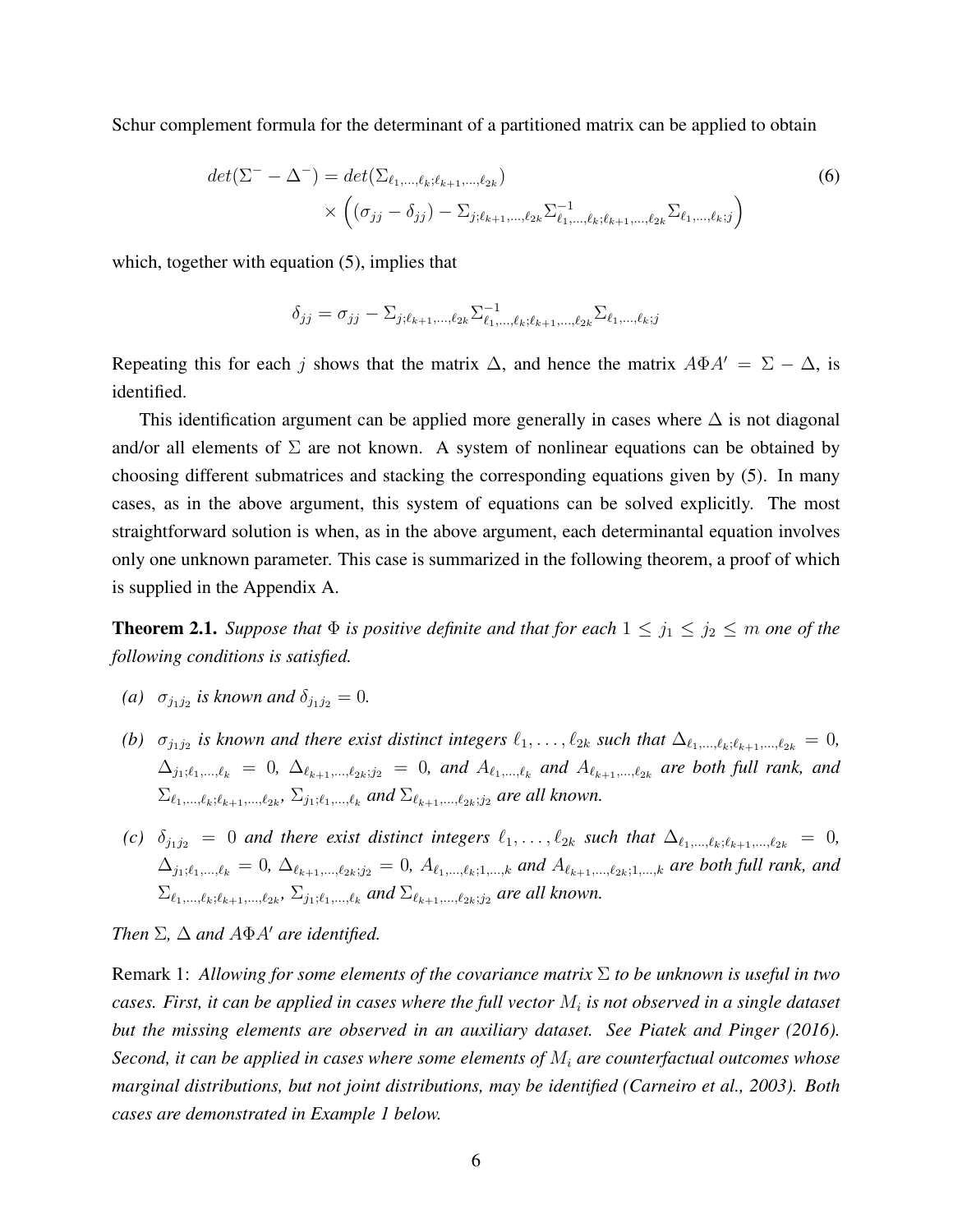Schur complement formula for the determinant of a partitioned matrix can be applied to obtain

$$
\begin{aligned}
det(\Sigma^{-} - \Delta^{-}) = \; & det(\Sigma_{\ell_1,\ldots,\ell_k;\ell_{k+1},\ldots,\ell_{2k}}) \\
& \times \left( (\sigma_{jj} - \delta_{jj}) - \Sigma_{j;\ell_{k+1},\ldots,\ell_{2k}} \Sigma^{-1}_{\ell_1,\ldots,\ell_k;\ell_{k+1},\ldots,\ell_{2k}} \Sigma_{\ell_1,\ldots,\ell_k;j} \right)
\end{aligned} \tag{6}
$$

which, together with equation (5), implies that

$$
\delta_{jj} = \sigma_{jj} - \Sigma_{j;\ell_{k+1},\ldots,\ell_{2k}} \Sigma^{-1}_{\ell_1,\ldots,\ell_k;\ell_{k+1},\ldots,\ell_{2k}} \Sigma_{\ell_1,\ldots,\ell_k;j}
$$

Repeating this for each $j$ shows that the matrix $\Delta$, and hence the matrix $A\Phi A' = \Sigma - \Delta$, is identified.

This identification argument can be applied more generally in cases where $\Delta$ is not diagonal and/or all elements of $\Sigma$ are not known. A system of nonlinear equations can be obtained by choosing different submatrices and stacking the corresponding equations given by (5). In many cases, as in the above argument, this system of equations can be solved explicitly. The most straightforward solution is when, as in the above argument, each determinantal equation involves only one unknown parameter. This case is summarized in the following theorem, a proof of which is supplied in the Appendix A.

**Theorem 2.1.** *Suppose that $\Phi$ is positive definite and that for each $1 \leq j_1 \leq j_2 \leq m$ one of the following conditions is satisfied.*

*(a)* $\sigma_{j_1 j_2}$ *is known and* $\delta_{j_1 j_2} = 0$*.*

*(b)* $\sigma_{j_1 j_2}$ *is known and there exist distinct integers* $\ell_1, \ldots, \ell_{2k}$ *such that* $\Delta_{\ell_1,\ldots,\ell_k;\ell_{k+1},\ldots,\ell_{2k}} = 0$*,* $\Delta_{j_1;\ell_1,\ldots,\ell_k} = 0$*,* $\Delta_{\ell_{k+1},\ldots,\ell_{2k};j_2} = 0$*, and* $A_{\ell_1,\ldots,\ell_k}$ *and* $A_{\ell_{k+1},\ldots,\ell_{2k}}$ *are both full rank, and* $\Sigma_{\ell_1,\ldots,\ell_k;\ell_{k+1},\ldots,\ell_{2k}}$*,* $\Sigma_{j_1;\ell_1,\ldots,\ell_k}$ *and* $\Sigma_{\ell_{k+1},\ldots,\ell_{2k};j_2}$ *are all known.*

*(c)* $\delta_{j_1 j_2} = 0$ *and there exist distinct integers* $\ell_1, \ldots, \ell_{2k}$ *such that* $\Delta_{\ell_1,\ldots,\ell_k;\ell_{k+1},\ldots,\ell_{2k}} = 0$*,* $\Delta_{j_1;\ell_1,\ldots,\ell_k} = 0$*,* $\Delta_{\ell_{k+1},\ldots,\ell_{2k};j_2} = 0$*,* $A_{\ell_1,\ldots,\ell_k;1,\ldots,k}$ *and* $A_{\ell_{k+1},\ldots,\ell_{2k};1,\ldots,k}$ *are both full rank, and* $\Sigma_{\ell_1,\ldots,\ell_k;\ell_{k+1},\ldots,\ell_{2k}}$*,* $\Sigma_{j_1;\ell_1,\ldots,\ell_k}$ *and* $\Sigma_{\ell_{k+1},\ldots,\ell_{2k};j_2}$ *are all known.*

*Then $\Sigma$, $\Delta$ and $A\Phi A'$ are identified.*

Remark 1: *Allowing for some elements of the covariance matrix $\Sigma$ to be unknown is useful in two cases. First, it can be applied in cases where the full vector $M_i$ is not observed in a single dataset but the missing elements are observed in an auxiliary dataset. See Piatek and Pinger (2016). Second, it can be applied in cases where some elements of $M_i$ are counterfactual outcomes whose marginal distributions, but not joint distributions, may be identified (Carneiro et al., 2003). Both cases are demonstrated in Example 1 below.*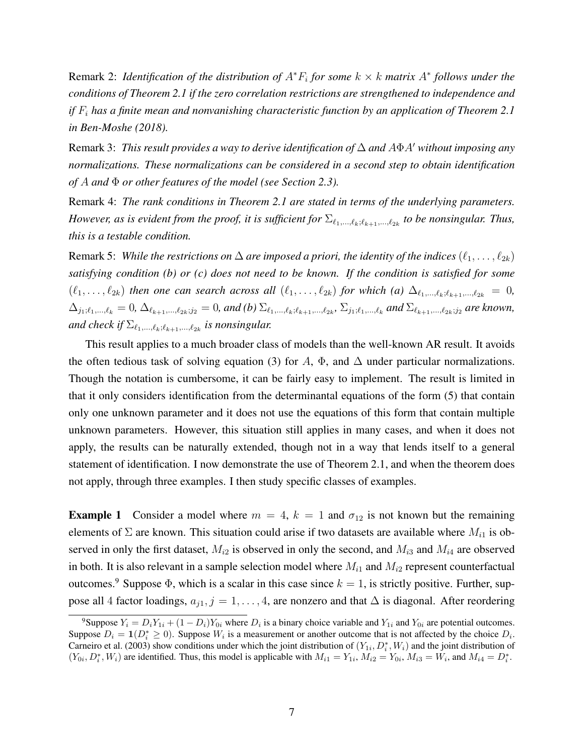Remark 2: *Identification of the distribution of $A^*F_i$ for some $k \times k$ matrix $A^*$ follows under the conditions of Theorem 2.1 if the zero correlation restrictions are strengthened to independence and if $F_i$ has a finite mean and nonvanishing characteristic function by an application of Theorem 2.1 in Ben-Moshe (2018).*

Remark 3: *This result provides a way to derive identification of $\Delta$ and $A\Phi A'$ without imposing any normalizations. These normalizations can be considered in a second step to obtain identification of $A$ and $\Phi$ or other features of the model (see Section 2.3).*

Remark 4: *The rank conditions in Theorem 2.1 are stated in terms of the underlying parameters. However, as is evident from the proof, it is sufficient for $\Sigma_{\ell_1,\ldots,\ell_k;\ell_{k+1},\ldots,\ell_{2k}}$ to be nonsingular. Thus, this is a testable condition.*

Remark 5: *While the restrictions on $\Delta$ are imposed a priori, the identity of the indices $(\ell_1,\ldots,\ell_{2k})$ satisfying condition (b) or (c) does not need to be known. If the condition is satisfied for some $(\ell_1,\ldots,\ell_{2k})$ then one can search across all $(\ell_1,\ldots,\ell_{2k})$ for which (a) $\Delta_{\ell_1,\ldots,\ell_k;\ell_{k+1},\ldots,\ell_{2k}} = 0$, $\Delta_{j_1;\ell_1,\ldots,\ell_k} = 0$, $\Delta_{\ell_{k+1},\ldots,\ell_{2k};j_2} = 0$, and (b) $\Sigma_{\ell_1,\ldots,\ell_k;\ell_{k+1},\ldots,\ell_{2k}}$, $\Sigma_{j_1;\ell_1,\ldots,\ell_k}$ and $\Sigma_{\ell_{k+1},\ldots,\ell_{2k};j_2}$ are known, and check if $\Sigma_{\ell_1,\ldots,\ell_k;\ell_{k+1},\ldots,\ell_{2k}}$ is nonsingular.*

This result applies to a much broader class of models than the well-known AR result. It avoids the often tedious task of solving equation (3) for $A$, $\Phi$, and $\Delta$ under particular normalizations. Though the notation is cumbersome, it can be fairly easy to implement. The result is limited in that it only considers identification from the determinantal equations of the form (5) that contain only one unknown parameter and it does not use the equations of this form that contain multiple unknown parameters. However, this situation still applies in many cases, and when it does not apply, the results can be naturally extended, though not in a way that lends itself to a general statement of identification. I now demonstrate the use of Theorem 2.1, and when the theorem does not apply, through three examples. I then study specific classes of examples.

**Example 1** Consider a model where $m = 4$, $k = 1$ and $\sigma_{12}$ is not known but the remaining elements of $\Sigma$ are known. This situation could arise if two datasets are available where $M_{i1}$ is observed in only the first dataset, $M_{i2}$ is observed in only the second, and $M_{i3}$ and $M_{i4}$ are observed in both. It is also relevant in a sample selection model where $M_{i1}$ and $M_{i2}$ represent counterfactual outcomes.[9] Suppose $\Phi$, which is a scalar in this case since $k = 1$, is strictly positive. Further, suppose all 4 factor loadings, $a_{j1}, j = 1,\ldots,4$, are nonzero and that $\Delta$ is diagonal. After reordering

[9] Suppose $Y_i = D_iY_{1i} + (1 - D_i)Y_{0i}$ where $D_i$ is a binary choice variable and $Y_{1i}$ and $Y_{0i}$ are potential outcomes. Suppose $D_i = \mathbf{1}(D_i^* \geq 0)$. Suppose $W_i$ is a measurement or another outcome that is not affected by the choice $D_i$. Carneiro et al. (2003) show conditions under which the joint distribution of $(Y_{1i}, D_i^*, W_i)$ and the joint distribution of $(Y_{0i}, D_i^*, W_i)$ are identified. Thus, this model is applicable with $M_{i1} = Y_{1i}$, $M_{i2} = Y_{0i}$, $M_{i3} = W_i$, and $M_{i4} = D_i^*$.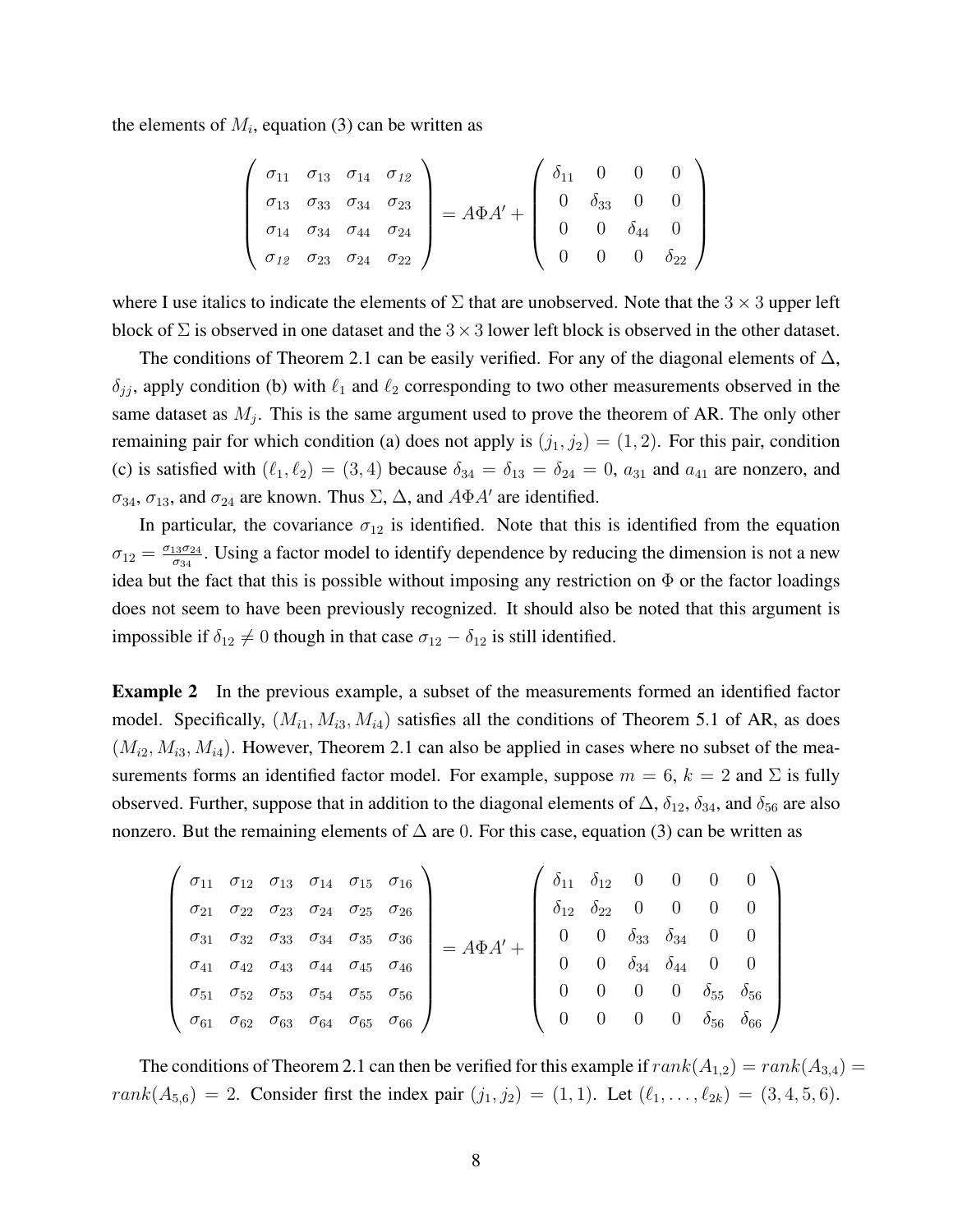the elements of $M_i$, equation (3) can be written as

$$
\begin{pmatrix} \sigma_{11} & \sigma_{13} & \sigma_{14} & \mathit{\sigma_{12}} \\ \sigma_{13} & \sigma_{33} & \sigma_{34} & \sigma_{23} \\ \sigma_{14} & \sigma_{34} & \sigma_{44} & \sigma_{24} \\ \mathit{\sigma_{12}} & \sigma_{23} & \sigma_{24} & \sigma_{22} \end{pmatrix} = A\Phi A' + \begin{pmatrix} \delta_{11} & 0 & 0 & 0 \\ 0 & \delta_{33} & 0 & 0 \\ 0 & 0 & \delta_{44} & 0 \\ 0 & 0 & 0 & \delta_{22} \end{pmatrix}
$$

where I use italics to indicate the elements of $\Sigma$ that are unobserved. Note that the $3 \times 3$ upper left block of $\Sigma$ is observed in one dataset and the $3 \times 3$ lower left block is observed in the other dataset.

The conditions of Theorem 2.1 can be easily verified. For any of the diagonal elements of $\Delta$, $\delta_{jj}$, apply condition (b) with $\ell_1$ and $\ell_2$ corresponding to two other measurements observed in the same dataset as $M_j$. This is the same argument used to prove the theorem of AR. The only other remaining pair for which condition (a) does not apply is $(j_1, j_2) = (1, 2)$. For this pair, condition (c) is satisfied with $(\ell_1, \ell_2) = (3, 4)$ because $\delta_{34} = \delta_{13} = \delta_{24} = 0$, $a_{31}$ and $a_{41}$ are nonzero, and $\sigma_{34}$, $\sigma_{13}$, and $\sigma_{24}$ are known. Thus $\Sigma$, $\Delta$, and $A\Phi A'$ are identified.

In particular, the covariance $\sigma_{12}$ is identified. Note that this is identified from the equation $\sigma_{12} = \frac{\sigma_{13}\sigma_{24}}{\sigma_{34}}$. Using a factor model to identify dependence by reducing the dimension is not a new idea but the fact that this is possible without imposing any restriction on $\Phi$ or the factor loadings does not seem to have been previously recognized. It should also be noted that this argument is impossible if $\delta_{12} \neq 0$ though in that case $\sigma_{12} - \delta_{12}$ is still identified.

**Example 2** In the previous example, a subset of the measurements formed an identified factor model. Specifically, $(M_{i1}, M_{i3}, M_{i4})$ satisfies all the conditions of Theorem 5.1 of AR, as does $(M_{i2}, M_{i3}, M_{i4})$. However, Theorem 2.1 can also be applied in cases where no subset of the measurements forms an identified factor model. For example, suppose $m = 6$, $k = 2$ and $\Sigma$ is fully observed. Further, suppose that in addition to the diagonal elements of $\Delta$, $\delta_{12}$, $\delta_{34}$, and $\delta_{56}$ are also nonzero. But the remaining elements of $\Delta$ are 0. For this case, equation (3) can be written as

$$
\begin{pmatrix} \sigma_{11} & \sigma_{12} & \sigma_{13} & \sigma_{14} & \sigma_{15} & \sigma_{16} \\ \sigma_{21} & \sigma_{22} & \sigma_{23} & \sigma_{24} & \sigma_{25} & \sigma_{26} \\ \sigma_{31} & \sigma_{32} & \sigma_{33} & \sigma_{34} & \sigma_{35} & \sigma_{36} \\ \sigma_{41} & \sigma_{42} & \sigma_{43} & \sigma_{44} & \sigma_{45} & \sigma_{46} \\ \sigma_{51} & \sigma_{52} & \sigma_{53} & \sigma_{54} & \sigma_{55} & \sigma_{56} \\ \sigma_{61} & \sigma_{62} & \sigma_{63} & \sigma_{64} & \sigma_{65} & \sigma_{66} \end{pmatrix} = A\Phi A' + \begin{pmatrix} \delta_{11} & \delta_{12} & 0 & 0 & 0 & 0 \\ \delta_{12} & \delta_{22} & 0 & 0 & 0 & 0 \\ 0 & 0 & \delta_{33} & \delta_{34} & 0 & 0 \\ 0 & 0 & \delta_{34} & \delta_{44} & 0 & 0 \\ 0 & 0 & 0 & 0 & \delta_{55} & \delta_{56} \\ 0 & 0 & 0 & 0 & \delta_{56} & \delta_{66} \end{pmatrix}
$$

The conditions of Theorem 2.1 can then be verified for this example if $rank(A_{1,2}) = rank(A_{3,4}) = rank(A_{5,6}) = 2$. Consider first the index pair $(j_1, j_2) = (1, 1)$. Let $(\ell_1, \ldots, \ell_{2k}) = (3, 4, 5, 6)$.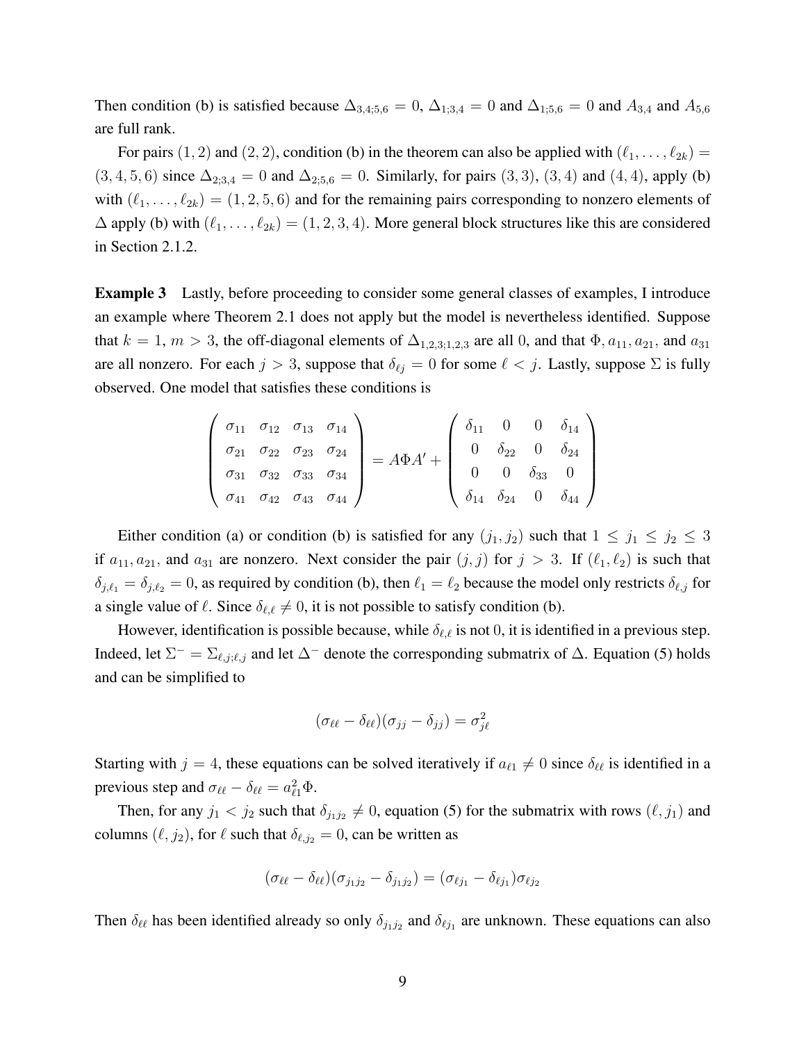Then condition (b) is satisfied because $\Delta_{3,4;5,6} = 0$, $\Delta_{1;3,4} = 0$ and $\Delta_{1;5,6} = 0$ and $A_{3,4}$ and $A_{5,6}$ are full rank.

For pairs $(1, 2)$ and $(2, 2)$, condition (b) in the theorem can also be applied with $(\ell_1, \ldots, \ell_{2k}) = (3, 4, 5, 6)$ since $\Delta_{2;3,4} = 0$ and $\Delta_{2;5,6} = 0$. Similarly, for pairs $(3, 3)$, $(3, 4)$ and $(4, 4)$, apply (b) with $(\ell_1, \ldots, \ell_{2k}) = (1, 2, 5, 6)$ and for the remaining pairs corresponding to nonzero elements of $\Delta$ apply (b) with $(\ell_1, \ldots, \ell_{2k}) = (1, 2, 3, 4)$. More general block structures like this are considered in Section 2.1.2.

**Example 3** Lastly, before proceeding to consider some general classes of examples, I introduce an example where Theorem 2.1 does not apply but the model is nevertheless identified. Suppose that $k = 1$, $m > 3$, the off-diagonal elements of $\Delta_{1,2,3;1,2,3}$ are all 0, and that $\Phi$, $a_{11}$, $a_{21}$, and $a_{31}$ are all nonzero. For each $j > 3$, suppose that $\delta_{\ell j} = 0$ for some $\ell < j$. Lastly, suppose $\Sigma$ is fully observed. One model that satisfies these conditions is

$$\begin{pmatrix} \sigma_{11} & \sigma_{12} & \sigma_{13} & \sigma_{14} \\ \sigma_{21} & \sigma_{22} & \sigma_{23} & \sigma_{24} \\ \sigma_{31} & \sigma_{32} & \sigma_{33} & \sigma_{34} \\ \sigma_{41} & \sigma_{42} & \sigma_{43} & \sigma_{44} \end{pmatrix} = A\Phi A' + \begin{pmatrix} \delta_{11} & 0 & 0 & \delta_{14} \\ 0 & \delta_{22} & 0 & \delta_{24} \\ 0 & 0 & \delta_{33} & 0 \\ \delta_{14} & \delta_{24} & 0 & \delta_{44} \end{pmatrix}$$

Either condition (a) or condition (b) is satisfied for any $(j_1, j_2)$ such that $1 \leq j_1 \leq j_2 \leq 3$ if $a_{11}, a_{21}$, and $a_{31}$ are nonzero. Next consider the pair $(j, j)$ for $j > 3$. If $(\ell_1, \ell_2)$ is such that $\delta_{j,\ell_1} = \delta_{j,\ell_2} = 0$, as required by condition (b), then $\ell_1 = \ell_2$ because the model only restricts $\delta_{\ell,j}$ for a single value of $\ell$. Since $\delta_{\ell,\ell} \neq 0$, it is not possible to satisfy condition (b).

However, identification is possible because, while $\delta_{\ell,\ell}$ is not 0, it is identified in a previous step. Indeed, let $\Sigma^- = \Sigma_{\ell,j;\ell,j}$ and let $\Delta^-$ denote the corresponding submatrix of $\Delta$. Equation (5) holds and can be simplified to

$$(\sigma_{\ell\ell} - \delta_{\ell\ell})(\sigma_{jj} - \delta_{jj}) = \sigma_{j\ell}^2$$

Starting with $j = 4$, these equations can be solved iteratively if $a_{\ell 1} \neq 0$ since $\delta_{\ell\ell}$ is identified in a previous step and $\sigma_{\ell\ell} - \delta_{\ell\ell} = a_{\ell 1}^2 \Phi$.

Then, for any $j_1 < j_2$ such that $\delta_{j_1 j_2} \neq 0$, equation (5) for the submatrix with rows $(\ell, j_1)$ and columns $(\ell, j_2)$, for $\ell$ such that $\delta_{\ell, j_2} = 0$, can be written as

$$(\sigma_{\ell\ell} - \delta_{\ell\ell})(\sigma_{j_1 j_2} - \delta_{j_1 j_2}) = (\sigma_{\ell j_1} - \delta_{\ell j_1})\sigma_{\ell j_2}$$

Then $\delta_{\ell\ell}$ has been identified already so only $\delta_{j_1 j_2}$ and $\delta_{\ell j_1}$ are unknown. These equations can also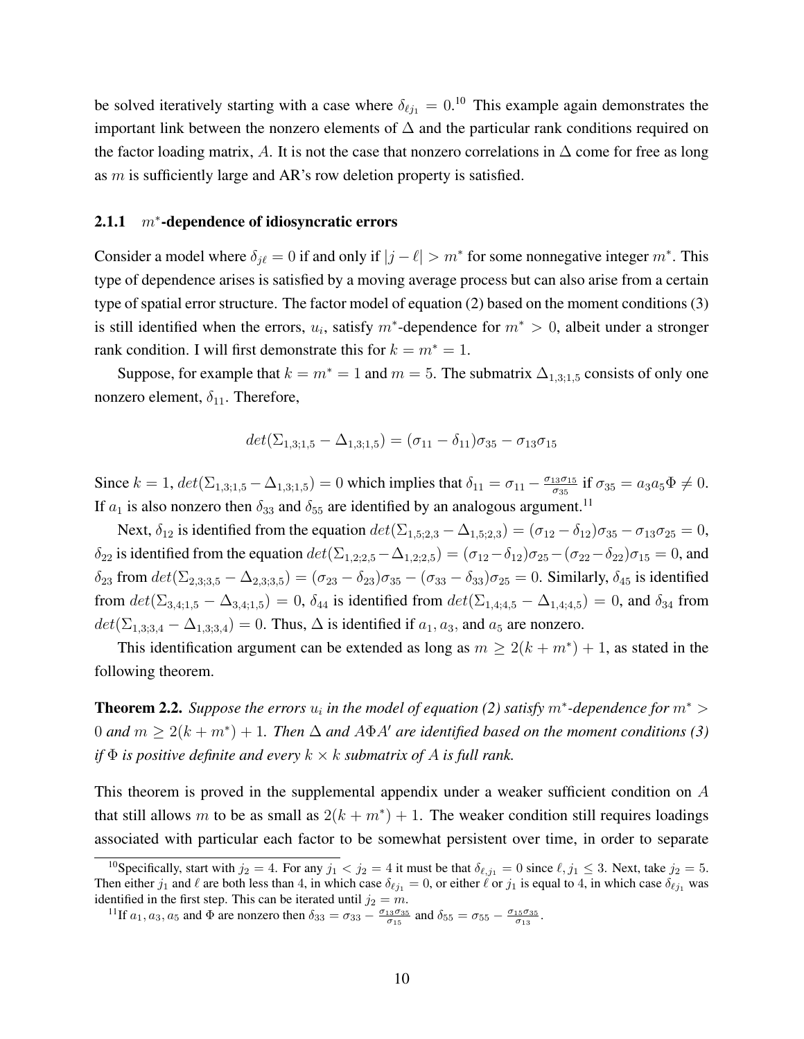be solved iteratively starting with a case where $\delta_{\ell j_1} = 0$.[10] This example again demonstrates the important link between the nonzero elements of $\Delta$ and the particular rank conditions required on the factor loading matrix, $A$. It is not the case that nonzero correlations in $\Delta$ come for free as long as $m$ is sufficiently large and AR's row deletion property is satisfied.

### 2.1.1 $m^*$-dependence of idiosyncratic errors

Consider a model where $\delta_{j\ell} = 0$ if and only if $|j - \ell| > m^*$ for some nonnegative integer $m^*$. This type of dependence arises is satisfied by a moving average process but can also arise from a certain type of spatial error structure. The factor model of equation (2) based on the moment conditions (3) is still identified when the errors, $u_i$, satisfy $m^*$-dependence for $m^* > 0$, albeit under a stronger rank condition. I will first demonstrate this for $k = m^* = 1$.

Suppose, for example that $k = m^* = 1$ and $m = 5$. The submatrix $\Delta_{1,3;1,5}$ consists of only one nonzero element, $\delta_{11}$. Therefore,

$$det(\Sigma_{1,3;1,5} - \Delta_{1,3;1,5}) = (\sigma_{11} - \delta_{11})\sigma_{35} - \sigma_{13}\sigma_{15}$$

Since $k = 1$, $det(\Sigma_{1,3;1,5} - \Delta_{1,3;1,5}) = 0$ which implies that $\delta_{11} = \sigma_{11} - \frac{\sigma_{13}\sigma_{15}}{\sigma_{35}}$ if $\sigma_{35} = a_3 a_5 \Phi \neq 0$. If $a_1$ is also nonzero then $\delta_{33}$ and $\delta_{55}$ are identified by an analogous argument.[11]

Next, $\delta_{12}$ is identified from the equation $det(\Sigma_{1,5;2,3} - \Delta_{1,5;2,3}) = (\sigma_{12} - \delta_{12})\sigma_{35} - \sigma_{13}\sigma_{25} = 0$, $\delta_{22}$ is identified from the equation $det(\Sigma_{1,2;2,5} - \Delta_{1,2;2,5}) = (\sigma_{12} - \delta_{12})\sigma_{25} - (\sigma_{22} - \delta_{22})\sigma_{15} = 0$, and $\delta_{23}$ from $det(\Sigma_{2,3;3,5} - \Delta_{2,3;3,5}) = (\sigma_{23} - \delta_{23})\sigma_{35} - (\sigma_{33} - \delta_{33})\sigma_{25} = 0$. Similarly, $\delta_{45}$ is identified from $det(\Sigma_{3,4;1,5} - \Delta_{3,4;1,5}) = 0$, $\delta_{44}$ is identified from $det(\Sigma_{1,4;4,5} - \Delta_{1,4;4,5}) = 0$, and $\delta_{34}$ from $det(\Sigma_{1,3;3,4} - \Delta_{1,3;3,4}) = 0$. Thus, $\Delta$ is identified if $a_1$, $a_3$, and $a_5$ are nonzero.

This identification argument can be extended as long as $m \geq 2(k + m^*) + 1$, as stated in the following theorem.

**Theorem 2.2.** *Suppose the errors $u_i$ in the model of equation (2) satisfy $m^*$-dependence for $m^* > 0$ and $m \geq 2(k + m^*) + 1$. Then $\Delta$ and $A\Phi A'$ are identified based on the moment conditions (3) if $\Phi$ is positive definite and every $k \times k$ submatrix of $A$ is full rank.*

This theorem is proved in the supplemental appendix under a weaker sufficient condition on $A$ that still allows $m$ to be as small as $2(k + m^*) + 1$. The weaker condition still requires loadings associated with particular each factor to be somewhat persistent over time, in order to separate

---

[10] Specifically, start with $j_2 = 4$. For any $j_1 < j_2 = 4$ it must be that $\delta_{\ell,j_1} = 0$ since $\ell, j_1 \leq 3$. Next, take $j_2 = 5$. Then either $j_1$ and $\ell$ are both less than 4, in which case $\delta_{\ell j_1} = 0$, or either $\ell$ or $j_1$ is equal to 4, in which case $\delta_{\ell j_1}$ was identified in the first step. This can be iterated until $j_2 = m$.

[11] If $a_1, a_3, a_5$ and $\Phi$ are nonzero then $\delta_{33} = \sigma_{33} - \frac{\sigma_{13}\sigma_{35}}{\sigma_{15}}$ and $\delta_{55} = \sigma_{55} - \frac{\sigma_{15}\sigma_{35}}{\sigma_{13}}$.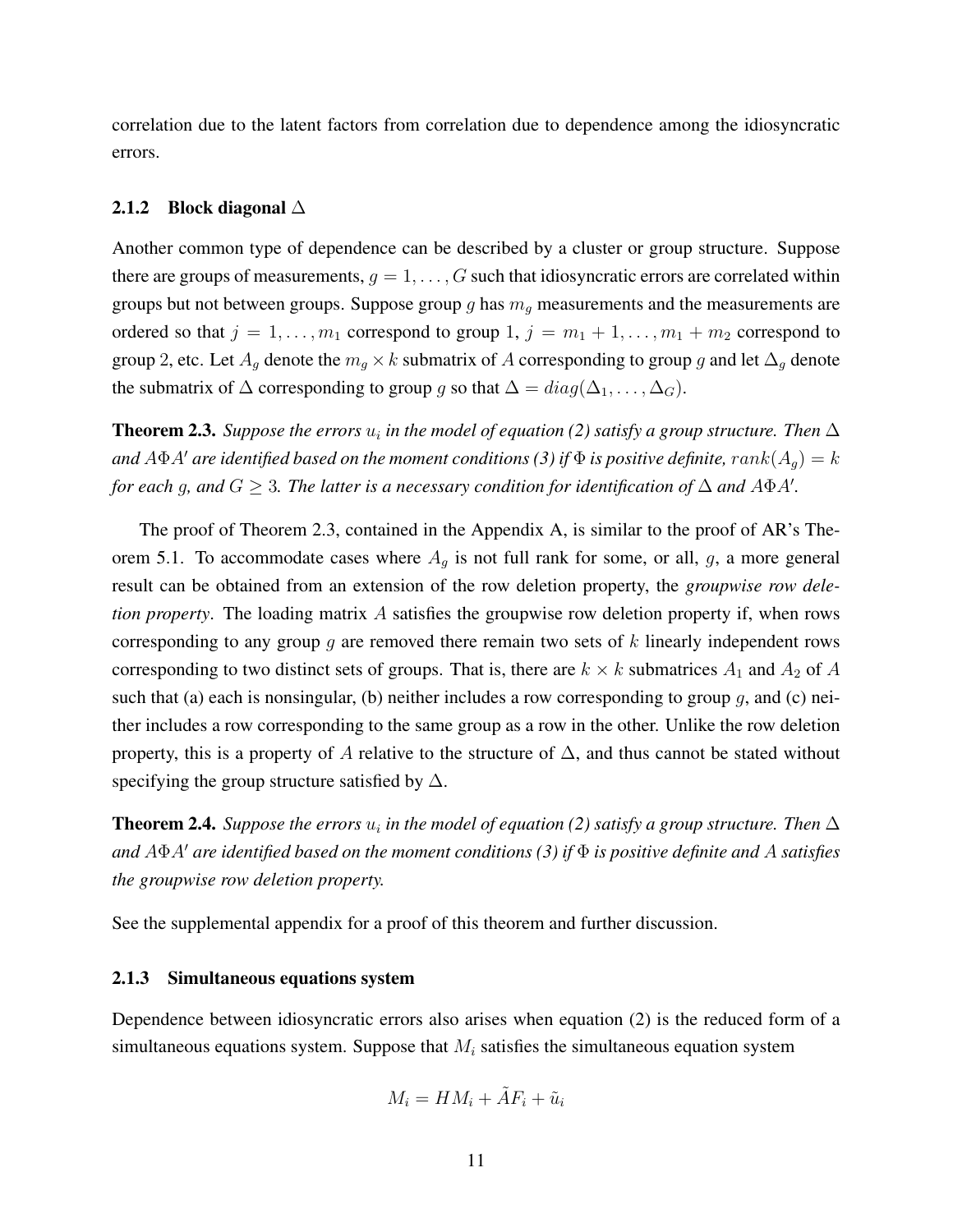correlation due to the latent factors from correlation due to dependence among the idiosyncratic errors.

### 2.1.2 Block diagonal $\Delta$

Another common type of dependence can be described by a cluster or group structure. Suppose there are groups of measurements, $g = 1, \ldots, G$ such that idiosyncratic errors are correlated within groups but not between groups. Suppose group $g$ has $m_g$ measurements and the measurements are ordered so that $j = 1, \ldots, m_1$ correspond to group 1, $j = m_1 + 1, \ldots, m_1 + m_2$ correspond to group 2, etc. Let $A_g$ denote the $m_g \times k$ submatrix of $A$ corresponding to group $g$ and let $\Delta_g$ denote the submatrix of $\Delta$ corresponding to group $g$ so that $\Delta = diag(\Delta_1, \ldots, \Delta_G)$.

**Theorem 2.3.** *Suppose the errors $u_i$ in the model of equation (2) satisfy a group structure. Then $\Delta$ and $A\Phi A'$ are identified based on the moment conditions (3) if $\Phi$ is positive definite, $rank(A_g) = k$ for each $g$, and $G \geq 3$. The latter is a necessary condition for identification of $\Delta$ and $A\Phi A'$.*

The proof of Theorem 2.3, contained in the Appendix A, is similar to the proof of AR's Theorem 5.1. To accommodate cases where $A_g$ is not full rank for some, or all, $g$, a more general result can be obtained from an extension of the row deletion property, the *groupwise row deletion property*. The loading matrix $A$ satisfies the groupwise row deletion property if, when rows corresponding to any group $g$ are removed there remain two sets of $k$ linearly independent rows corresponding to two distinct sets of groups. That is, there are $k \times k$ submatrices $A_1$ and $A_2$ of $A$ such that (a) each is nonsingular, (b) neither includes a row corresponding to group $g$, and (c) neither includes a row corresponding to the same group as a row in the other. Unlike the row deletion property, this is a property of $A$ relative to the structure of $\Delta$, and thus cannot be stated without specifying the group structure satisfied by $\Delta$.

**Theorem 2.4.** *Suppose the errors $u_i$ in the model of equation (2) satisfy a group structure. Then $\Delta$ and $A\Phi A'$ are identified based on the moment conditions (3) if $\Phi$ is positive definite and $A$ satisfies the groupwise row deletion property.*

See the supplemental appendix for a proof of this theorem and further discussion.

### 2.1.3 Simultaneous equations system

Dependence between idiosyncratic errors also arises when equation (2) is the reduced form of a simultaneous equations system. Suppose that $M_i$ satisfies the simultaneous equation system

$$M_i = HM_i + \tilde{A}F_i + \tilde{u}_i$$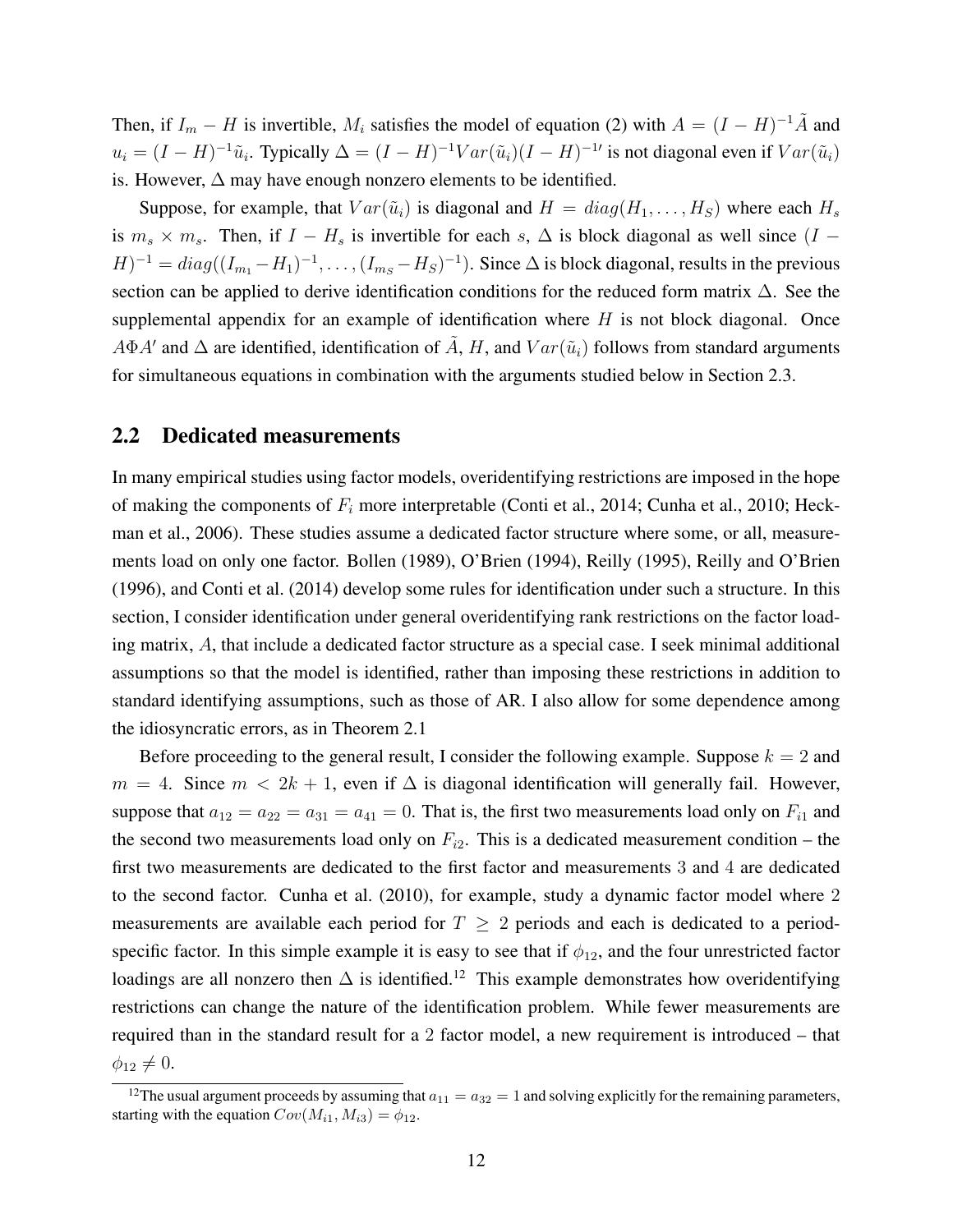Then, if $I_m - H$ is invertible, $M_i$ satisfies the model of equation (2) with $A = (I - H)^{-1}\tilde{A}$ and $u_i = (I - H)^{-1}\tilde{u}_i$. Typically $\Delta = (I - H)^{-1}Var(\tilde{u}_i)(I - H)^{-1\prime}$ is not diagonal even if $Var(\tilde{u}_i)$ is. However, $\Delta$ may have enough nonzero elements to be identified.

Suppose, for example, that $Var(\tilde{u}_i)$ is diagonal and $H = diag(H_1, \ldots, H_S)$ where each $H_s$ is $m_s \times m_s$. Then, if $I - H_s$ is invertible for each $s$, $\Delta$ is block diagonal as well since $(I - H)^{-1} = diag((I_{m_1} - H_1)^{-1}, \ldots, (I_{m_S} - H_S)^{-1})$. Since $\Delta$ is block diagonal, results in the previous section can be applied to derive identification conditions for the reduced form matrix $\Delta$. See the supplemental appendix for an example of identification where $H$ is not block diagonal. Once $A\Phi A'$ and $\Delta$ are identified, identification of $\tilde{A}$, $H$, and $Var(\tilde{u}_i)$ follows from standard arguments for simultaneous equations in combination with the arguments studied below in Section 2.3.

## 2.2 Dedicated measurements

In many empirical studies using factor models, overidentifying restrictions are imposed in the hope of making the components of $F_i$ more interpretable (Conti et al., 2014; Cunha et al., 2010; Heckman et al., 2006). These studies assume a dedicated factor structure where some, or all, measurements load on only one factor. Bollen (1989), O'Brien (1994), Reilly (1995), Reilly and O'Brien (1996), and Conti et al. (2014) develop some rules for identification under such a structure. In this section, I consider identification under general overidentifying rank restrictions on the factor loading matrix, $A$, that include a dedicated factor structure as a special case. I seek minimal additional assumptions so that the model is identified, rather than imposing these restrictions in addition to standard identifying assumptions, such as those of AR. I also allow for some dependence among the idiosyncratic errors, as in Theorem 2.1

Before proceeding to the general result, I consider the following example. Suppose $k = 2$ and $m = 4$. Since $m < 2k + 1$, even if $\Delta$ is diagonal identification will generally fail. However, suppose that $a_{12} = a_{22} = a_{31} = a_{41} = 0$. That is, the first two measurements load only on $F_{i1}$ and the second two measurements load only on $F_{i2}$. This is a dedicated measurement condition – the first two measurements are dedicated to the first factor and measurements 3 and 4 are dedicated to the second factor. Cunha et al. (2010), for example, study a dynamic factor model where 2 measurements are available each period for $T \geq 2$ periods and each is dedicated to a period-specific factor. In this simple example it is easy to see that if $\phi_{12}$, and the four unrestricted factor loadings are all nonzero then $\Delta$ is identified.[12] This example demonstrates how overidentifying restrictions can change the nature of the identification problem. While fewer measurements are required than in the standard result for a 2 factor model, a new requirement is introduced – that $\phi_{12} \neq 0$.

[12] The usual argument proceeds by assuming that $a_{11} = a_{32} = 1$ and solving explicitly for the remaining parameters, starting with the equation $Cov(M_{i1}, M_{i3}) = \phi_{12}$.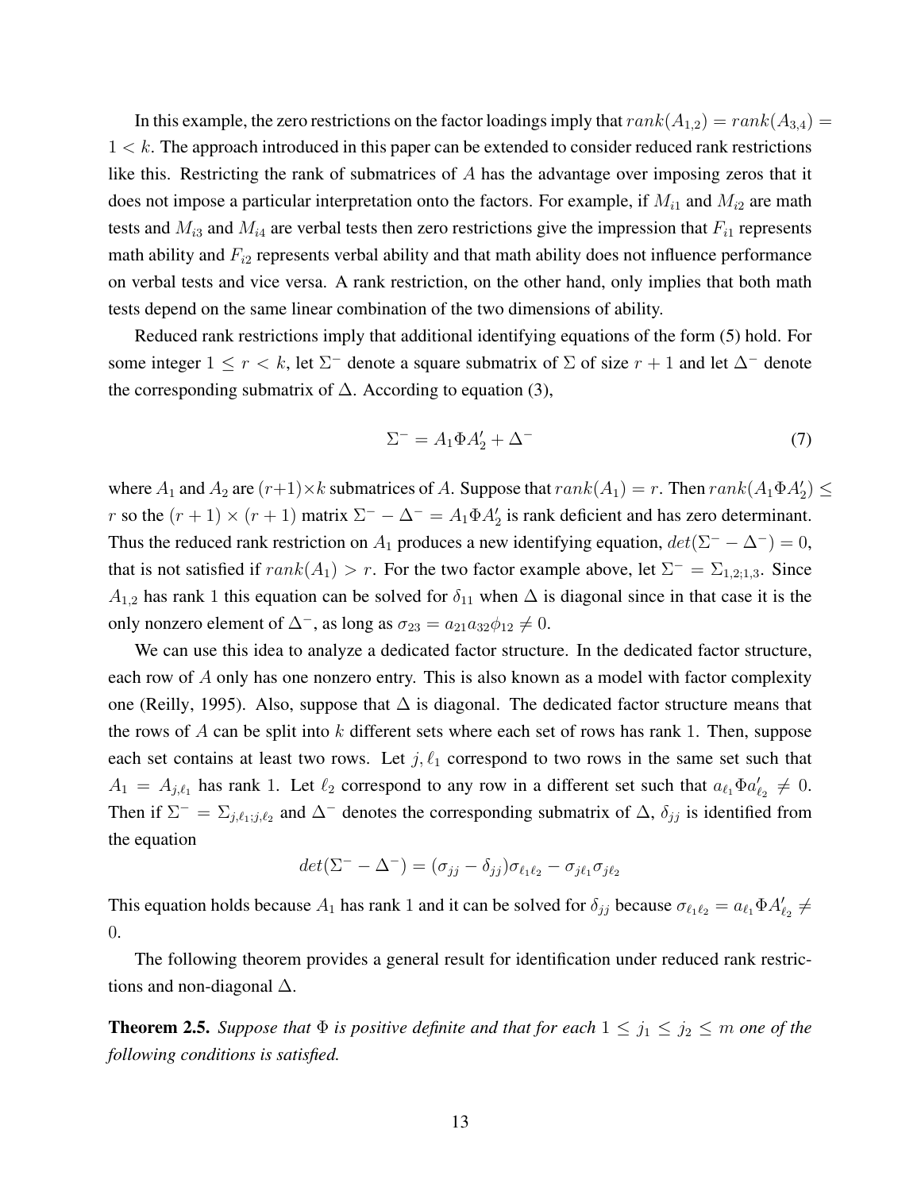In this example, the zero restrictions on the factor loadings imply that $rank(A_{1,2}) = rank(A_{3,4}) = 1 < k$. The approach introduced in this paper can be extended to consider reduced rank restrictions like this. Restricting the rank of submatrices of $A$ has the advantage over imposing zeros that it does not impose a particular interpretation onto the factors. For example, if $M_{i1}$ and $M_{i2}$ are math tests and $M_{i3}$ and $M_{i4}$ are verbal tests then zero restrictions give the impression that $F_{i1}$ represents math ability and $F_{i2}$ represents verbal ability and that math ability does not influence performance on verbal tests and vice versa. A rank restriction, on the other hand, only implies that both math tests depend on the same linear combination of the two dimensions of ability.

Reduced rank restrictions imply that additional identifying equations of the form (5) hold. For some integer $1 \leq r < k$, let $\Sigma^-$ denote a square submatrix of $\Sigma$ of size $r + 1$ and let $\Delta^-$ denote the corresponding submatrix of $\Delta$. According to equation (3),

$$\Sigma^- = A_1 \Phi A_2' + \Delta^- \tag{7}$$

where $A_1$ and $A_2$ are $(r+1)\times k$ submatrices of $A$. Suppose that $rank(A_1) = r$. Then $rank(A_1\Phi A_2') \leq r$ so the $(r+1) \times (r+1)$ matrix $\Sigma^- - \Delta^- = A_1 \Phi A_2'$ is rank deficient and has zero determinant. Thus the reduced rank restriction on $A_1$ produces a new identifying equation, $det(\Sigma^- - \Delta^-) = 0$, that is not satisfied if $rank(A_1) > r$. For the two factor example above, let $\Sigma^- = \Sigma_{1,2;1,3}$. Since $A_{1,2}$ has rank 1 this equation can be solved for $\delta_{11}$ when $\Delta$ is diagonal since in that case it is the only nonzero element of $\Delta^-$, as long as $\sigma_{23} = a_{21}a_{32}\phi_{12} \neq 0$.

We can use this idea to analyze a dedicated factor structure. In the dedicated factor structure, each row of $A$ only has one nonzero entry. This is also known as a model with factor complexity one (Reilly, 1995). Also, suppose that $\Delta$ is diagonal. The dedicated factor structure means that the rows of $A$ can be split into $k$ different sets where each set of rows has rank 1. Then, suppose each set contains at least two rows. Let $j, \ell_1$ correspond to two rows in the same set such that $A_1 = A_{j,\ell_1}$ has rank 1. Let $\ell_2$ correspond to any row in a different set such that $a_{\ell_1}\Phi a_{\ell_2}' \neq 0$. Then if $\Sigma^- = \Sigma_{j,\ell_1;j,\ell_2}$ and $\Delta^-$ denotes the corresponding submatrix of $\Delta$, $\delta_{jj}$ is identified from the equation

$$det(\Sigma^- - \Delta^-) = (\sigma_{jj} - \delta_{jj})\sigma_{\ell_1\ell_2} - \sigma_{j\ell_1}\sigma_{j\ell_2}$$

This equation holds because $A_1$ has rank 1 and it can be solved for $\delta_{jj}$ because $\sigma_{\ell_1\ell_2} = a_{\ell_1}\Phi A_{\ell_2}' \neq 0$.

The following theorem provides a general result for identification under reduced rank restrictions and non-diagonal $\Delta$.

**Theorem 2.5.** *Suppose that $\Phi$ is positive definite and that for each $1 \leq j_1 \leq j_2 \leq m$ one of the following conditions is satisfied.*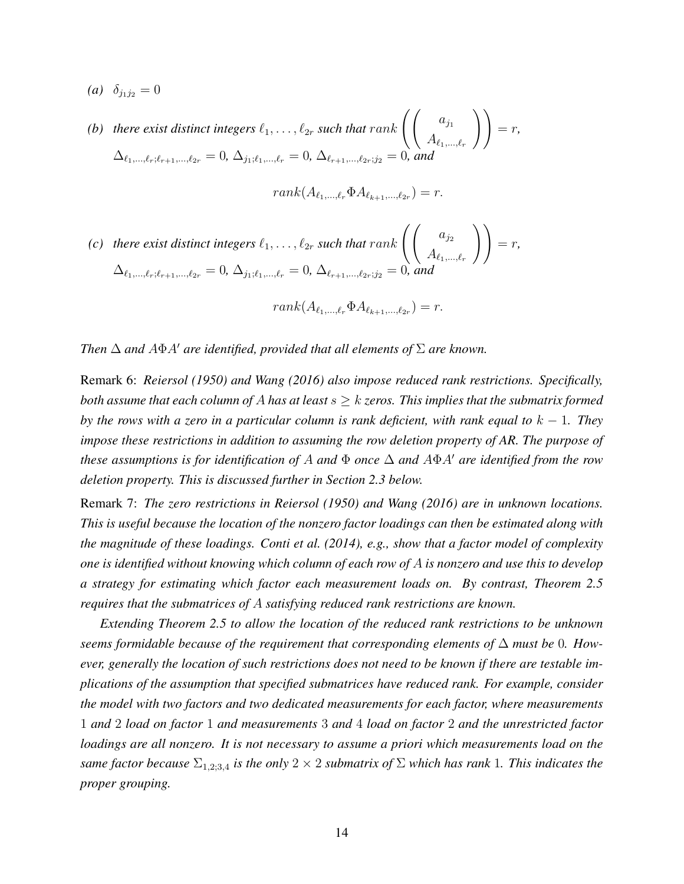*(a)* $\delta_{j_1 j_2} = 0$

*(b) there exist distinct integers* $\ell_1, \ldots, \ell_{2r}$ *such that* $rank\left(\left(\begin{array}{c} a_{j_1} \\ A_{\ell_1,\ldots,\ell_r} \end{array}\right)\right) = r$, $\Delta_{\ell_1,\ldots,\ell_r;\ell_{r+1},\ldots,\ell_{2r}} = 0$, $\Delta_{j_1;\ell_1,\ldots,\ell_r} = 0$, $\Delta_{\ell_{r+1},\ldots,\ell_{2r};j_2} = 0$, *and*

$$rank(A_{\ell_1,\ldots,\ell_r}\Phi A_{\ell_{k+1},\ldots,\ell_{2r}}) = r.$$

*(c) there exist distinct integers* $\ell_1, \ldots, \ell_{2r}$ *such that* $rank\left(\left(\begin{array}{c} a_{j_2} \\ A_{\ell_1,\ldots,\ell_r} \end{array}\right)\right) = r$, $\Delta_{\ell_1,\ldots,\ell_r;\ell_{r+1},\ldots,\ell_{2r}} = 0$, $\Delta_{j_1;\ell_1,\ldots,\ell_r} = 0$, $\Delta_{\ell_{r+1},\ldots,\ell_{2r};j_2} = 0$, *and*

$$rank(A_{\ell_1,\ldots,\ell_r}\Phi A_{\ell_{k+1},\ldots,\ell_{2r}}) = r.$$

*Then* $\Delta$ *and* $A\Phi A'$ *are identified, provided that all elements of* $\Sigma$ *are known.*

Remark 6: *Reiersol (1950) and Wang (2016) also impose reduced rank restrictions. Specifically, both assume that each column of* $A$ *has at least* $s \geq k$ *zeros. This implies that the submatrix formed by the rows with a zero in a particular column is rank deficient, with rank equal to* $k - 1$. *They impose these restrictions in addition to assuming the row deletion property of AR. The purpose of these assumptions is for identification of* $A$ *and* $\Phi$ *once* $\Delta$ *and* $A\Phi A'$ *are identified from the row deletion property. This is discussed further in Section 2.3 below.*

Remark 7: *The zero restrictions in Reiersol (1950) and Wang (2016) are in unknown locations. This is useful because the location of the nonzero factor loadings can then be estimated along with the magnitude of these loadings. Conti et al. (2014), e.g., show that a factor model of complexity one is identified without knowing which column of each row of* $A$ *is nonzero and use this to develop a strategy for estimating which factor each measurement loads on. By contrast, Theorem 2.5 requires that the submatrices of* $A$ *satisfying reduced rank restrictions are known.*

*Extending Theorem 2.5 to allow the location of the reduced rank restrictions to be unknown seems formidable because of the requirement that corresponding elements of* $\Delta$ *must be* $0$. *However, generally the location of such restrictions does not need to be known if there are testable implications of the assumption that specified submatrices have reduced rank. For example, consider the model with two factors and two dedicated measurements for each factor, where measurements* $1$ *and* $2$ *load on factor* $1$ *and measurements* $3$ *and* $4$ *load on factor* $2$ *and the unrestricted factor loadings are all nonzero. It is not necessary to assume a priori which measurements load on the same factor because* $\Sigma_{1,2;3,4}$ *is the only* $2 \times 2$ *submatrix of* $\Sigma$ *which has rank* $1$. *This indicates the proper grouping.*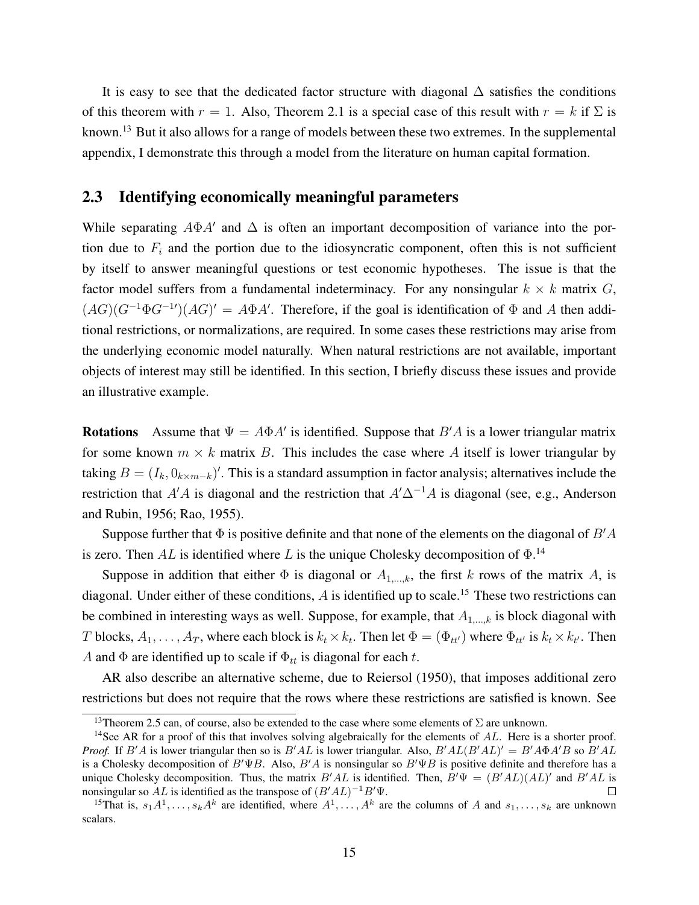It is easy to see that the dedicated factor structure with diagonal $\Delta$ satisfies the conditions of this theorem with $r = 1$. Also, Theorem 2.1 is a special case of this result with $r = k$ if $\Sigma$ is known.[13] But it also allows for a range of models between these two extremes. In the supplemental appendix, I demonstrate this through a model from the literature on human capital formation.

## 2.3 Identifying economically meaningful parameters

While separating $A\Phi A'$ and $\Delta$ is often an important decomposition of variance into the portion due to $F_i$ and the portion due to the idiosyncratic component, often this is not sufficient by itself to answer meaningful questions or test economic hypotheses. The issue is that the factor model suffers from a fundamental indeterminacy. For any nonsingular $k \times k$ matrix $G$, $(AG)(G^{-1}\Phi G^{-1\prime})(AG)' = A\Phi A'$. Therefore, if the goal is identification of $\Phi$ and $A$ then additional restrictions, or normalizations, are required. In some cases these restrictions may arise from the underlying economic model naturally. When natural restrictions are not available, important objects of interest may still be identified. In this section, I briefly discuss these issues and provide an illustrative example.

**Rotations** Assume that $\Psi = A\Phi A'$ is identified. Suppose that $B'A$ is a lower triangular matrix for some known $m \times k$ matrix $B$. This includes the case where $A$ itself is lower triangular by taking $B = (I_k, 0_{k\times m-k})'$. This is a standard assumption in factor analysis; alternatives include the restriction that $A'A$ is diagonal and the restriction that $A'\Delta^{-1}A$ is diagonal (see, e.g., Anderson and Rubin, 1956; Rao, 1955).

Suppose further that $\Phi$ is positive definite and that none of the elements on the diagonal of $B'A$ is zero. Then $AL$ is identified where $L$ is the unique Cholesky decomposition of $\Phi$.[14]

Suppose in addition that either $\Phi$ is diagonal or $A_{1,\ldots,k}$, the first $k$ rows of the matrix $A$, is diagonal. Under either of these conditions, $A$ is identified up to scale.[15] These two restrictions can be combined in interesting ways as well. Suppose, for example, that $A_{1,\ldots,k}$ is block diagonal with $T$ blocks, $A_1, \ldots, A_T$, where each block is $k_t \times k_t$. Then let $\Phi = (\Phi_{tt'})$ where $\Phi_{tt'}$ is $k_t \times k_{t'}$. Then $A$ and $\Phi$ are identified up to scale if $\Phi_{tt}$ is diagonal for each $t$.

AR also describe an alternative scheme, due to Reiersol (1950), that imposes additional zero restrictions but does not require that the rows where these restrictions are satisfied is known. See

---

[13] Theorem 2.5 can, of course, also be extended to the case where some elements of $\Sigma$ are unknown.

[14] See AR for a proof of this that involves solving algebraically for the elements of $AL$. Here is a shorter proof. *Proof.* If $B'A$ is lower triangular then so is $B'AL$ is lower triangular. Also, $B'AL(B'AL)' = B'A\Phi A'B$ so $B'AL$ is a Cholesky decomposition of $B'\Psi B$. Also, $B'A$ is nonsingular so $B'\Psi B$ is positive definite and therefore has a unique Cholesky decomposition. Thus, the matrix $B'AL$ is identified. Then, $B'\Psi = (B'AL)(AL)'$ and $B'AL$ is nonsingular so $AL$ is identified as the transpose of $(B'AL)^{-1}B'\Psi$. □

[15] That is, $s_1A^1, \ldots, s_kA^k$ are identified, where $A^1, \ldots, A^k$ are the columns of $A$ and $s_1, \ldots, s_k$ are unknown scalars.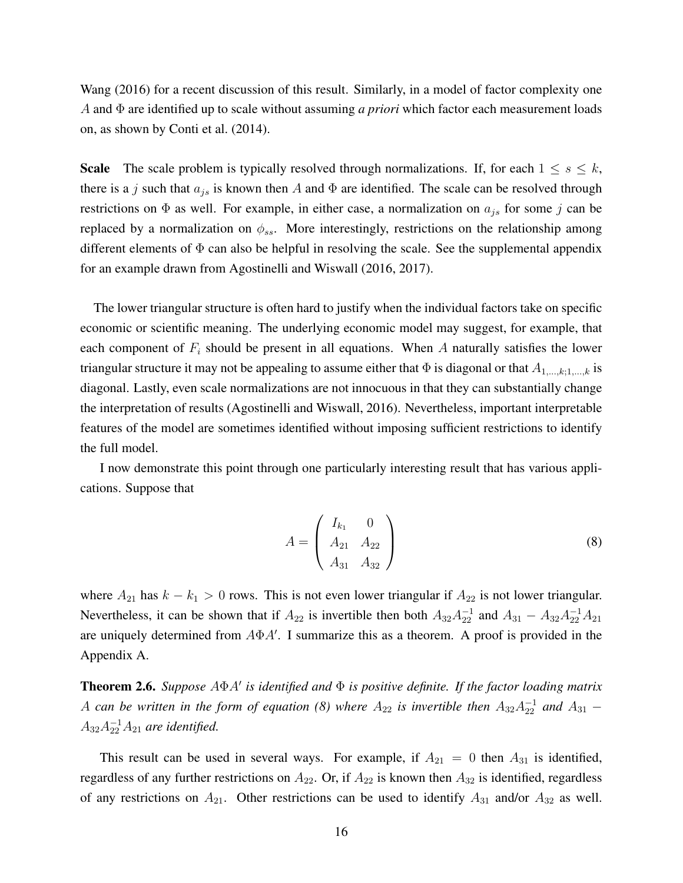Wang (2016) for a recent discussion of this result. Similarly, in a model of factor complexity one $A$ and $\Phi$ are identified up to scale without assuming *a priori* which factor each measurement loads on, as shown by Conti et al. (2014).

**Scale** The scale problem is typically resolved through normalizations. If, for each $1 \leq s \leq k$, there is a $j$ such that $a_{js}$ is known then $A$ and $\Phi$ are identified. The scale can be resolved through restrictions on $\Phi$ as well. For example, in either case, a normalization on $a_{js}$ for some $j$ can be replaced by a normalization on $\phi_{ss}$. More interestingly, restrictions on the relationship among different elements of $\Phi$ can also be helpful in resolving the scale. See the supplemental appendix for an example drawn from Agostinelli and Wiswall (2016, 2017).

The lower triangular structure is often hard to justify when the individual factors take on specific economic or scientific meaning. The underlying economic model may suggest, for example, that each component of $F_i$ should be present in all equations. When $A$ naturally satisfies the lower triangular structure it may not be appealing to assume either that $\Phi$ is diagonal or that $A_{1,\ldots,k;1,\ldots,k}$ is diagonal. Lastly, even scale normalizations are not innocuous in that they can substantially change the interpretation of results (Agostinelli and Wiswall, 2016). Nevertheless, important interpretable features of the model are sometimes identified without imposing sufficient restrictions to identify the full model.

I now demonstrate this point through one particularly interesting result that has various applications. Suppose that

$$A = \begin{pmatrix} I_{k_1} & 0 \\ A_{21} & A_{22} \\ A_{31} & A_{32} \end{pmatrix} \tag{8}$$

where $A_{21}$ has $k - k_1 > 0$ rows. This is not even lower triangular if $A_{22}$ is not lower triangular. Nevertheless, it can be shown that if $A_{22}$ is invertible then both $A_{32}A_{22}^{-1}$ and $A_{31} - A_{32}A_{22}^{-1}A_{21}$ are uniquely determined from $A\Phi A'$. I summarize this as a theorem. A proof is provided in the Appendix A.

**Theorem 2.6.** *Suppose $A\Phi A'$ is identified and $\Phi$ is positive definite. If the factor loading matrix $A$ can be written in the form of equation (8) where $A_{22}$ is invertible then $A_{32}A_{22}^{-1}$ and $A_{31} - A_{32}A_{22}^{-1}A_{21}$ are identified.*

This result can be used in several ways. For example, if $A_{21} = 0$ then $A_{31}$ is identified, regardless of any further restrictions on $A_{22}$. Or, if $A_{22}$ is known then $A_{32}$ is identified, regardless of any restrictions on $A_{21}$. Other restrictions can be used to identify $A_{31}$ and/or $A_{32}$ as well.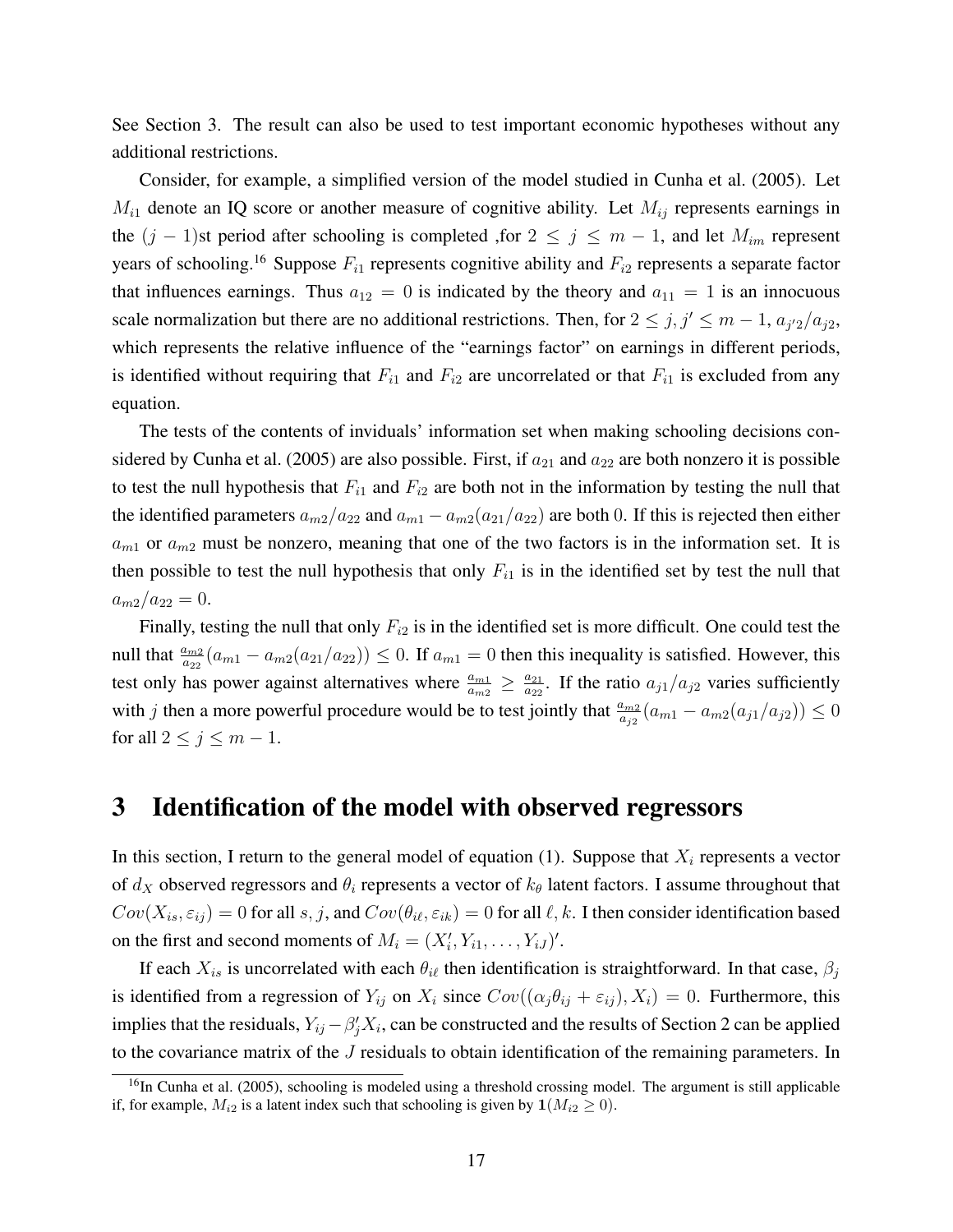See Section 3. The result can also be used to test important economic hypotheses without any additional restrictions.

Consider, for example, a simplified version of the model studied in Cunha et al. (2005). Let $M_{i1}$ denote an IQ score or another measure of cognitive ability. Let $M_{ij}$ represents earnings in the $(j-1)$st period after schooling is completed ,for $2 \leq j \leq m-1$, and let $M_{im}$ represent years of schooling.[16] Suppose $F_{i1}$ represents cognitive ability and $F_{i2}$ represents a separate factor that influences earnings. Thus $a_{12} = 0$ is indicated by the theory and $a_{11} = 1$ is an innocuous scale normalization but there are no additional restrictions. Then, for $2 \leq j, j' \leq m-1$, $a_{j'2}/a_{j2}$, which represents the relative influence of the "earnings factor" on earnings in different periods, is identified without requiring that $F_{i1}$ and $F_{i2}$ are uncorrelated or that $F_{i1}$ is excluded from any equation.

The tests of the contents of inviduals' information set when making schooling decisions considered by Cunha et al. (2005) are also possible. First, if $a_{21}$ and $a_{22}$ are both nonzero it is possible to test the null hypothesis that $F_{i1}$ and $F_{i2}$ are both not in the information by testing the null that the identified parameters $a_{m2}/a_{22}$ and $a_{m1} - a_{m2}(a_{21}/a_{22})$ are both 0. If this is rejected then either $a_{m1}$ or $a_{m2}$ must be nonzero, meaning that one of the two factors is in the information set. It is then possible to test the null hypothesis that only $F_{i1}$ is in the identified set by test the null that $a_{m2}/a_{22} = 0$.

Finally, testing the null that only $F_{i2}$ is in the identified set is more difficult. One could test the null that $\frac{a_{m2}}{a_{22}}(a_{m1} - a_{m2}(a_{21}/a_{22})) \leq 0$. If $a_{m1} = 0$ then this inequality is satisfied. However, this test only has power against alternatives where $\frac{a_{m1}}{a_{m2}} \geq \frac{a_{21}}{a_{22}}$. If the ratio $a_{j1}/a_{j2}$ varies sufficiently with $j$ then a more powerful procedure would be to test jointly that $\frac{a_{m2}}{a_{j2}}(a_{m1} - a_{m2}(a_{j1}/a_{j2})) \leq 0$ for all $2 \leq j \leq m-1$.

# 3 Identification of the model with observed regressors

In this section, I return to the general model of equation (1). Suppose that $X_i$ represents a vector of $d_X$ observed regressors and $\theta_i$ represents a vector of $k_\theta$ latent factors. I assume throughout that $Cov(X_{is}, \varepsilon_{ij}) = 0$ for all $s, j$, and $Cov(\theta_{i\ell}, \varepsilon_{ik}) = 0$ for all $\ell, k$. I then consider identification based on the first and second moments of $M_i = (X_i', Y_{i1}, \ldots, Y_{iJ})'$.

If each $X_{is}$ is uncorrelated with each $\theta_{i\ell}$ then identification is straightforward. In that case, $\beta_j$ is identified from a regression of $Y_{ij}$ on $X_i$ since $Cov((\alpha_j \theta_{ij} + \varepsilon_{ij}), X_i) = 0$. Furthermore, this implies that the residuals, $Y_{ij} - \beta_j' X_i$, can be constructed and the results of Section 2 can be applied to the covariance matrix of the $J$ residuals to obtain identification of the remaining parameters. In

[16] In Cunha et al. (2005), schooling is modeled using a threshold crossing model. The argument is still applicable if, for example, $M_{i2}$ is a latent index such that schooling is given by $\mathbf{1}(M_{i2} \geq 0)$.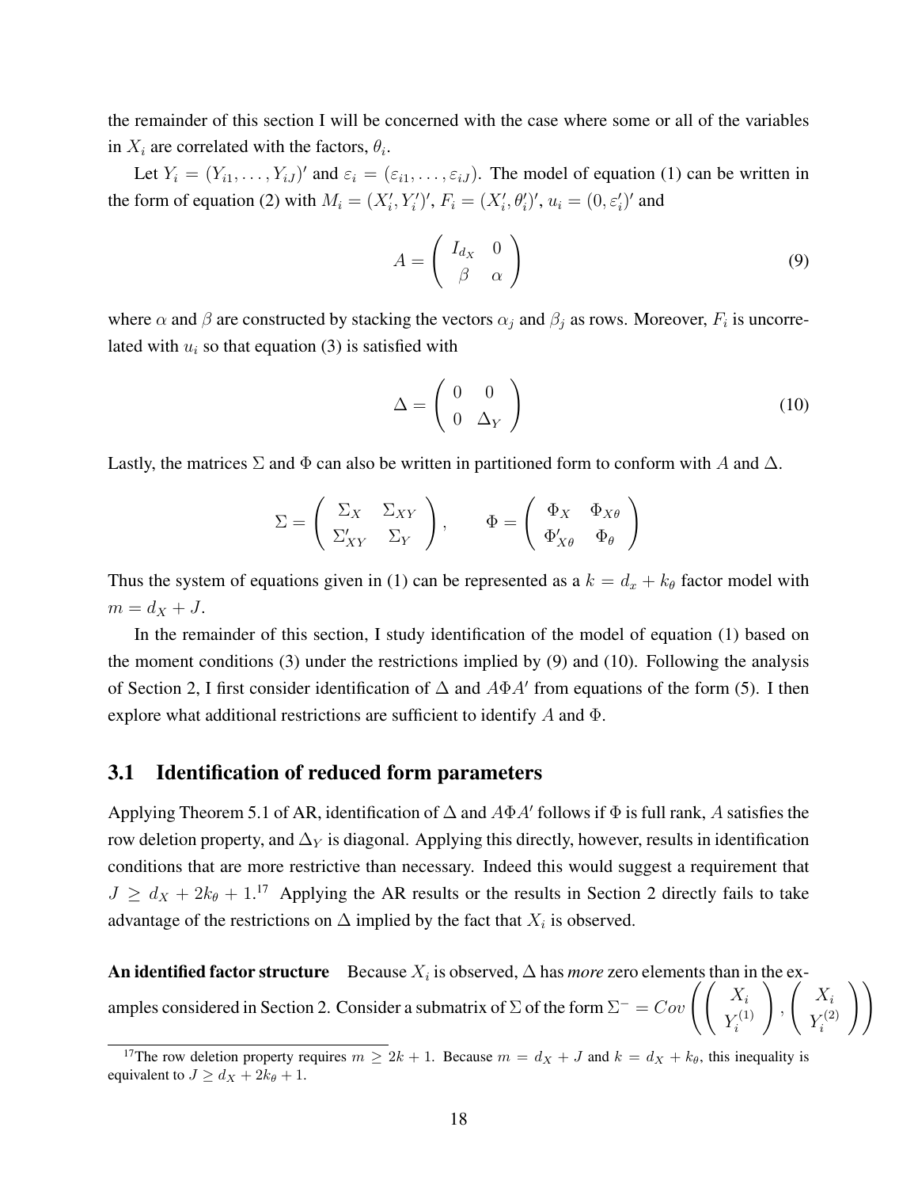the remainder of this section I will be concerned with the case where some or all of the variables in $X_i$ are correlated with the factors, $\theta_i$.

Let $Y_i = (Y_{i1}, \ldots, Y_{iJ})'$ and $\varepsilon_i = (\varepsilon_{i1}, \ldots, \varepsilon_{iJ})$. The model of equation (1) can be written in the form of equation (2) with $M_i = (X_i', Y_i')'$, $F_i = (X_i', \theta_i')'$, $u_i = (0, \varepsilon_i')'$ and

$$A = \begin{pmatrix} I_{d_X} & 0 \\ \beta & \alpha \end{pmatrix} \tag{9}$$

where $\alpha$ and $\beta$ are constructed by stacking the vectors $\alpha_j$ and $\beta_j$ as rows. Moreover, $F_i$ is uncorrelated with $u_i$ so that equation (3) is satisfied with

$$\Delta = \begin{pmatrix} 0 & 0 \\ 0 & \Delta_Y \end{pmatrix} \tag{10}$$

Lastly, the matrices $\Sigma$ and $\Phi$ can also be written in partitioned form to conform with $A$ and $\Delta$.

$$\Sigma = \begin{pmatrix} \Sigma_X & \Sigma_{XY} \\ \Sigma_{XY}' & \Sigma_Y \end{pmatrix}, \qquad \Phi = \begin{pmatrix} \Phi_X & \Phi_{X\theta} \\ \Phi_{X\theta}' & \Phi_\theta \end{pmatrix}$$

Thus the system of equations given in (1) can be represented as a $k = d_x + k_\theta$ factor model with $m = d_X + J$.

In the remainder of this section, I study identification of the model of equation (1) based on the moment conditions (3) under the restrictions implied by (9) and (10). Following the analysis of Section 2, I first consider identification of $\Delta$ and $A\Phi A'$ from equations of the form (5). I then explore what additional restrictions are sufficient to identify $A$ and $\Phi$.

## 3.1 Identification of reduced form parameters

Applying Theorem 5.1 of AR, identification of $\Delta$ and $A\Phi A'$ follows if $\Phi$ is full rank, $A$ satisfies the row deletion property, and $\Delta_Y$ is diagonal. Applying this directly, however, results in identification conditions that are more restrictive than necessary. Indeed this would suggest a requirement that $J \geq d_X + 2k_\theta + 1$.[17] Applying the AR results or the results in Section 2 directly fails to take advantage of the restrictions on $\Delta$ implied by the fact that $X_i$ is observed.

**An identified factor structure** Because $X_i$ is observed, $\Delta$ has *more* zero elements than in the examples considered in Section 2. Consider a submatrix of $\Sigma$ of the form $\Sigma^- = Cov\left(\begin{pmatrix} X_i \\ Y_i^{(1)} \end{pmatrix}, \begin{pmatrix} X_i \\ Y_i^{(2)} \end{pmatrix}\right)$

[17] The row deletion property requires $m \geq 2k + 1$. Because $m = d_X + J$ and $k = d_X + k_\theta$, this inequality is equivalent to $J \geq d_X + 2k_\theta + 1$.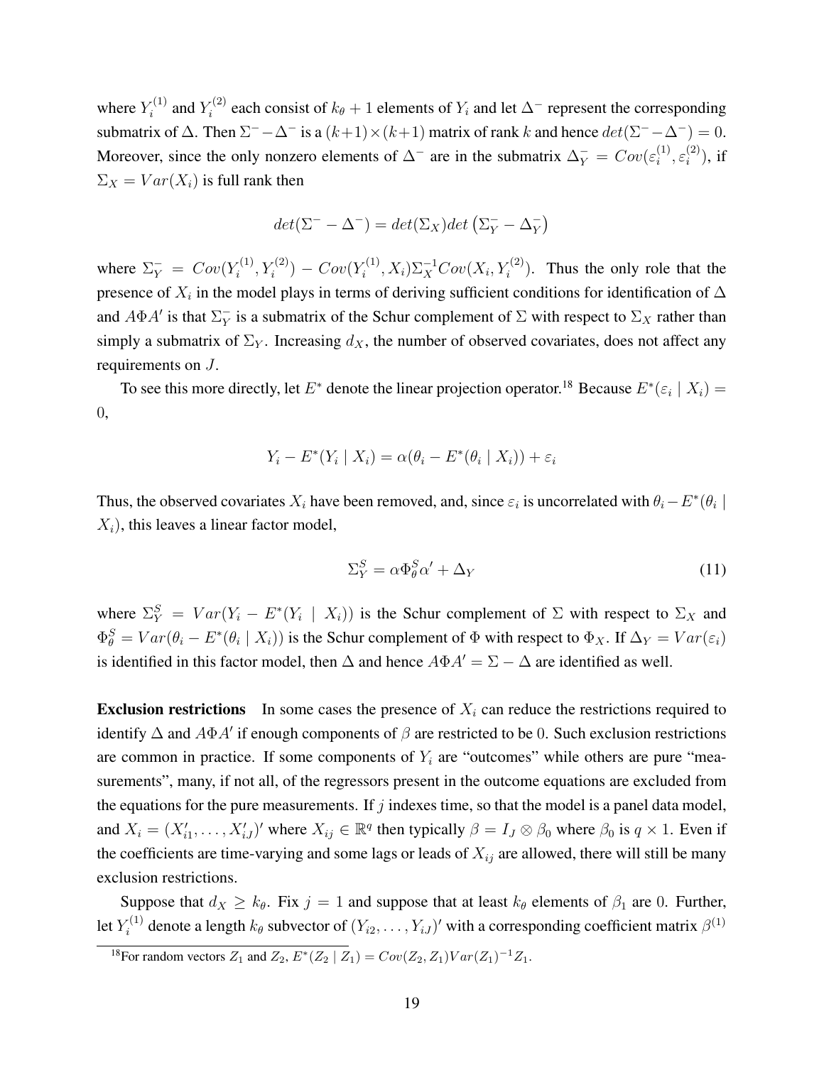where $Y_i^{(1)}$ and $Y_i^{(2)}$ each consist of $k_\theta + 1$ elements of $Y_i$ and let $\Delta^-$ represent the corresponding submatrix of $\Delta$. Then $\Sigma^- - \Delta^-$ is a $(k+1)\times(k+1)$ matrix of rank $k$ and hence $det(\Sigma^- - \Delta^-) = 0$. Moreover, since the only nonzero elements of $\Delta^-$ are in the submatrix $\Delta_Y^- = Cov(\varepsilon_i^{(1)}, \varepsilon_i^{(2)})$, if $\Sigma_X = Var(X_i)$ is full rank then

$$det(\Sigma^- - \Delta^-) = det(\Sigma_X) det\left(\Sigma_Y^- - \Delta_Y^-\right)$$

where $\Sigma_Y^- = Cov(Y_i^{(1)}, Y_i^{(2)}) - Cov(Y_i^{(1)}, X_i)\Sigma_X^{-1} Cov(X_i, Y_i^{(2)})$. Thus the only role that the presence of $X_i$ in the model plays in terms of deriving sufficient conditions for identification of $\Delta$ and $A\Phi A'$ is that $\Sigma_Y^-$ is a submatrix of the Schur complement of $\Sigma$ with respect to $\Sigma_X$ rather than simply a submatrix of $\Sigma_Y$. Increasing $d_X$, the number of observed covariates, does not affect any requirements on $J$.

To see this more directly, let $E^*$ denote the linear projection operator.[18] Because $E^*(\varepsilon_i \mid X_i) = 0$,

$$Y_i - E^*(Y_i \mid X_i) = \alpha(\theta_i - E^*(\theta_i \mid X_i)) + \varepsilon_i$$

Thus, the observed covariates $X_i$ have been removed, and, since $\varepsilon_i$ is uncorrelated with $\theta_i - E^*(\theta_i \mid X_i)$, this leaves a linear factor model,

$$\Sigma_Y^S = \alpha \Phi_\theta^S \alpha' + \Delta_Y \tag{11}$$

where $\Sigma_Y^S = Var(Y_i - E^*(Y_i \mid X_i))$ is the Schur complement of $\Sigma$ with respect to $\Sigma_X$ and $\Phi_\theta^S = Var(\theta_i - E^*(\theta_i \mid X_i))$ is the Schur complement of $\Phi$ with respect to $\Phi_X$. If $\Delta_Y = Var(\varepsilon_i)$ is identified in this factor model, then $\Delta$ and hence $A\Phi A' = \Sigma - \Delta$ are identified as well.

**Exclusion restrictions** In some cases the presence of $X_i$ can reduce the restrictions required to identify $\Delta$ and $A\Phi A'$ if enough components of $\beta$ are restricted to be 0. Such exclusion restrictions are common in practice. If some components of $Y_i$ are "outcomes" while others are pure "measurements", many, if not all, of the regressors present in the outcome equations are excluded from the equations for the pure measurements. If $j$ indexes time, so that the model is a panel data model, and $X_i = (X_{i1}', \ldots, X_{iJ}')'$ where $X_{ij} \in \mathbb{R}^q$ then typically $\beta = I_J \otimes \beta_0$ where $\beta_0$ is $q \times 1$. Even if the coefficients are time-varying and some lags or leads of $X_{ij}$ are allowed, there will still be many exclusion restrictions.

Suppose that $d_X \geq k_\theta$. Fix $j = 1$ and suppose that at least $k_\theta$ elements of $\beta_1$ are 0. Further, let $Y_i^{(1)}$ denote a length $k_\theta$ subvector of $(Y_{i2}, \ldots, Y_{iJ})'$ with a corresponding coefficient matrix $\beta^{(1)}$

[18] For random vectors $Z_1$ and $Z_2$, $E^*(Z_2 \mid Z_1) = Cov(Z_2, Z_1)Var(Z_1)^{-1}Z_1$.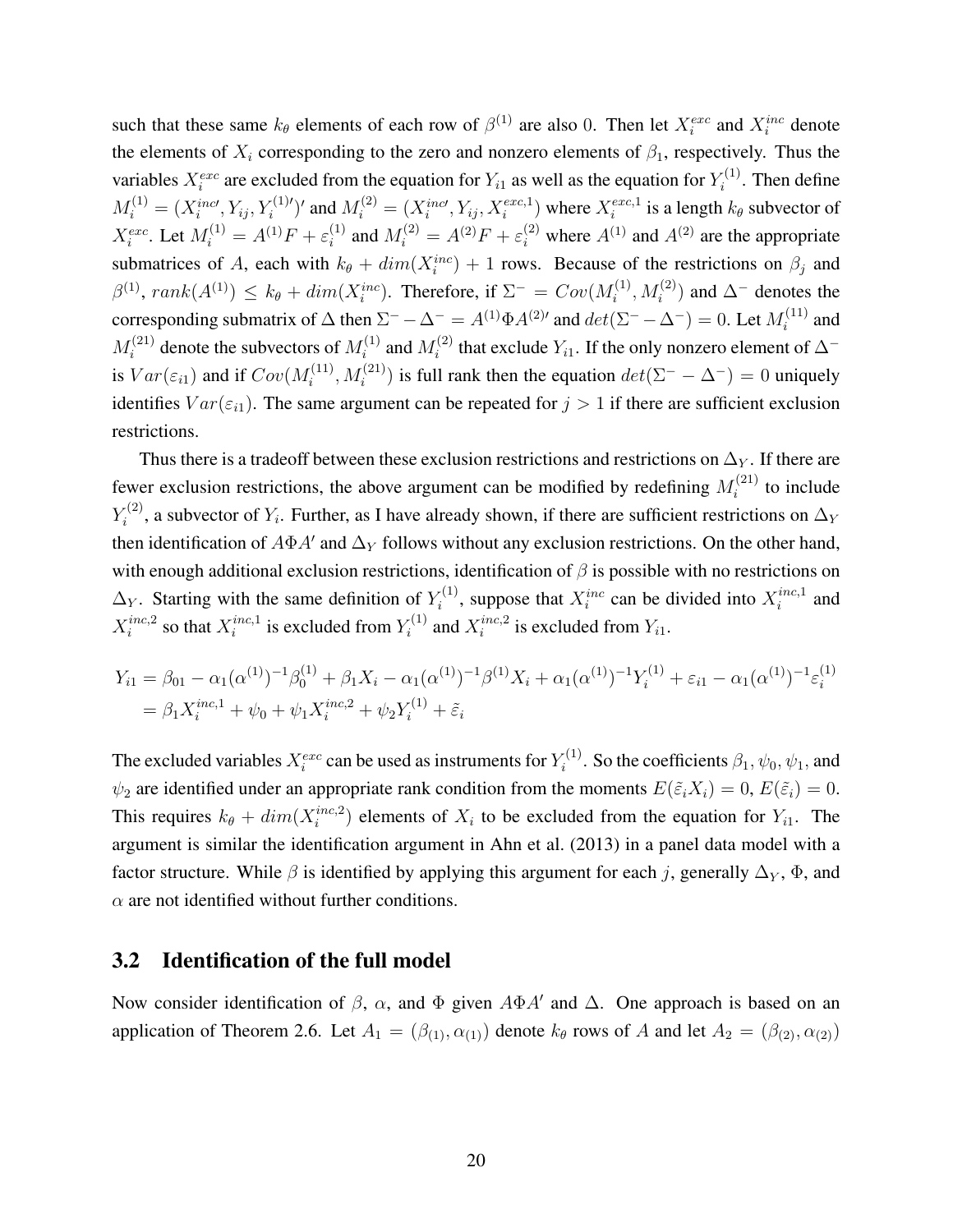such that these same $k_\theta$ elements of each row of $\beta^{(1)}$ are also 0. Then let $X_i^{exc}$ and $X_i^{inc}$ denote the elements of $X_i$ corresponding to the zero and nonzero elements of $\beta_1$, respectively. Thus the variables $X_i^{exc}$ are excluded from the equation for $Y_{i1}$ as well as the equation for $Y_i^{(1)}$. Then define $M_i^{(1)} = (X_i^{inc\prime}, Y_{ij}, Y_i^{(1)\prime})'$ and $M_i^{(2)} = (X_i^{inc\prime}, Y_{ij}, X_i^{exc,1})$ where $X_i^{exc,1}$ is a length $k_\theta$ subvector of $X_i^{exc}$. Let $M_i^{(1)} = A^{(1)}F + \varepsilon_i^{(1)}$ and $M_i^{(2)} = A^{(2)}F + \varepsilon_i^{(2)}$ where $A^{(1)}$ and $A^{(2)}$ are the appropriate submatrices of $A$, each with $k_\theta + dim(X_i^{inc}) + 1$ rows. Because of the restrictions on $\beta_j$ and $\beta^{(1)}$, $rank(A^{(1)}) \leq k_\theta + dim(X_i^{inc})$. Therefore, if $\Sigma^- = Cov(M_i^{(1)}, M_i^{(2)})$ and $\Delta^-$ denotes the corresponding submatrix of $\Delta$ then $\Sigma^- - \Delta^- = A^{(1)}\Phi A^{(2)\prime}$ and $det(\Sigma^- - \Delta^-) = 0$. Let $M_i^{(11)}$ and $M_i^{(21)}$ denote the subvectors of $M_i^{(1)}$ and $M_i^{(2)}$ that exclude $Y_{i1}$. If the only nonzero element of $\Delta^-$ is $Var(\varepsilon_{i1})$ and if $Cov(M_i^{(11)}, M_i^{(21)})$ is full rank then the equation $det(\Sigma^- - \Delta^-) = 0$ uniquely identifies $Var(\varepsilon_{i1})$. The same argument can be repeated for $j > 1$ if there are sufficient exclusion restrictions.

Thus there is a tradeoff between these exclusion restrictions and restrictions on $\Delta_Y$. If there are fewer exclusion restrictions, the above argument can be modified by redefining $M_i^{(21)}$ to include $Y_i^{(2)}$, a subvector of $Y_i$. Further, as I have already shown, if there are sufficient restrictions on $\Delta_Y$ then identification of $A\Phi A'$ and $\Delta_Y$ follows without any exclusion restrictions. On the other hand, with enough additional exclusion restrictions, identification of $\beta$ is possible with no restrictions on $\Delta_Y$. Starting with the same definition of $Y_i^{(1)}$, suppose that $X_i^{inc}$ can be divided into $X_i^{inc,1}$ and $X_i^{inc,2}$ so that $X_i^{inc,1}$ is excluded from $Y_i^{(1)}$ and $X_i^{inc,2}$ is excluded from $Y_{i1}$.

$$
\begin{aligned}
Y_{i1} &= \beta_{01} - \alpha_1(\alpha^{(1)})^{-1}\beta_0^{(1)} + \beta_1 X_i - \alpha_1(\alpha^{(1)})^{-1}\beta^{(1)}X_i + \alpha_1(\alpha^{(1)})^{-1}Y_i^{(1)} + \varepsilon_{i1} - \alpha_1(\alpha^{(1)})^{-1}\varepsilon_i^{(1)} \\
&= \beta_1 X_i^{inc,1} + \psi_0 + \psi_1 X_i^{inc,2} + \psi_2 Y_i^{(1)} + \tilde{\varepsilon}_i
\end{aligned}
$$

The excluded variables $X_i^{exc}$ can be used as instruments for $Y_i^{(1)}$. So the coefficients $\beta_1, \psi_0, \psi_1$, and $\psi_2$ are identified under an appropriate rank condition from the moments $E(\tilde{\varepsilon}_i X_i) = 0$, $E(\tilde{\varepsilon}_i) = 0$. This requires $k_\theta + dim(X_i^{inc,2})$ elements of $X_i$ to be excluded from the equation for $Y_{i1}$. The argument is similar the identification argument in Ahn et al. (2013) in a panel data model with a factor structure. While $\beta$ is identified by applying this argument for each $j$, generally $\Delta_Y$, $\Phi$, and $\alpha$ are not identified without further conditions.

### 3.2 Identification of the full model

Now consider identification of $\beta$, $\alpha$, and $\Phi$ given $A\Phi A'$ and $\Delta$. One approach is based on an application of Theorem 2.6. Let $A_1 = (\beta_{(1)}, \alpha_{(1)})$ denote $k_\theta$ rows of $A$ and let $A_2 = (\beta_{(2)}, \alpha_{(2)})$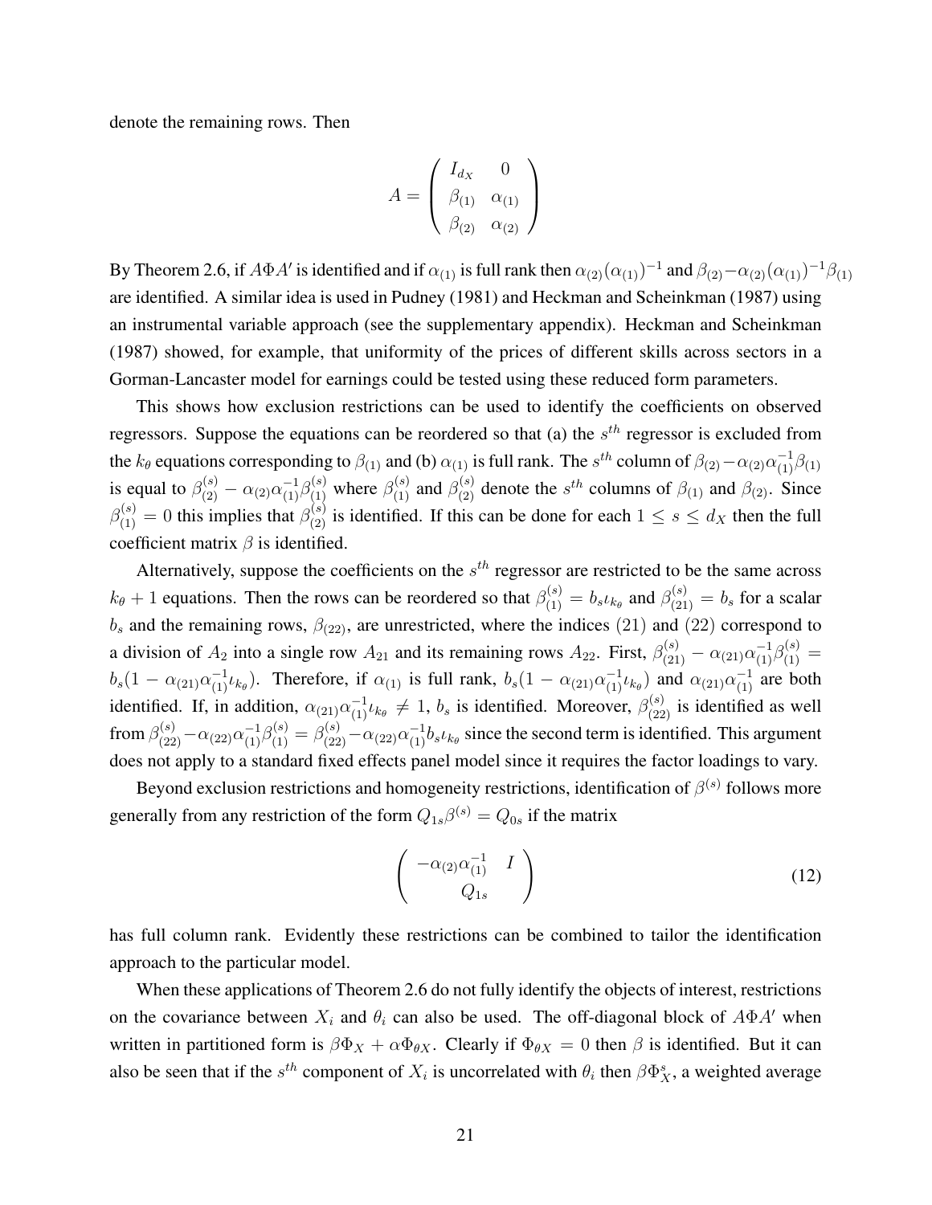denote the remaining rows. Then

$$A = \begin{pmatrix} I_{d_X} & 0 \\ \beta_{(1)} & \alpha_{(1)} \\ \beta_{(2)} & \alpha_{(2)} \end{pmatrix}$$

By Theorem 2.6, if $A\Phi A'$ is identified and if $\alpha_{(1)}$ is full rank then $\alpha_{(2)}(\alpha_{(1)})^{-1}$ and $\beta_{(2)} - \alpha_{(2)}(\alpha_{(1)})^{-1}\beta_{(1)}$ are identified. A similar idea is used in Pudney (1981) and Heckman and Scheinkman (1987) using an instrumental variable approach (see the supplementary appendix). Heckman and Scheinkman (1987) showed, for example, that uniformity of the prices of different skills across sectors in a Gorman-Lancaster model for earnings could be tested using these reduced form parameters.

This shows how exclusion restrictions can be used to identify the coefficients on observed regressors. Suppose the equations can be reordered so that (a) the $s^{th}$ regressor is excluded from the $k_\theta$ equations corresponding to $\beta_{(1)}$ and (b) $\alpha_{(1)}$ is full rank. The $s^{th}$ column of $\beta_{(2)} - \alpha_{(2)}\alpha_{(1)}^{-1}\beta_{(1)}$ is equal to $\beta_{(2)}^{(s)} - \alpha_{(2)}\alpha_{(1)}^{-1}\beta_{(1)}^{(s)}$ where $\beta_{(1)}^{(s)}$ and $\beta_{(2)}^{(s)}$ denote the $s^{th}$ columns of $\beta_{(1)}$ and $\beta_{(2)}$. Since $\beta_{(1)}^{(s)} = 0$ this implies that $\beta_{(2)}^{(s)}$ is identified. If this can be done for each $1 \leq s \leq d_X$ then the full coefficient matrix $\beta$ is identified.

Alternatively, suppose the coefficients on the $s^{th}$ regressor are restricted to be the same across $k_\theta + 1$ equations. Then the rows can be reordered so that $\beta_{(1)}^{(s)} = b_s \iota_{k_\theta}$ and $\beta_{(21)}^{(s)} = b_s$ for a scalar $b_s$ and the remaining rows, $\beta_{(22)}$, are unrestricted, where the indices (21) and (22) correspond to a division of $A_2$ into a single row $A_{21}$ and its remaining rows $A_{22}$. First, $\beta_{(21)}^{(s)} - \alpha_{(21)}\alpha_{(1)}^{-1}\beta_{(1)}^{(s)} = b_s(1 - \alpha_{(21)}\alpha_{(1)}^{-1}\iota_{k_\theta})$. Therefore, if $\alpha_{(1)}$ is full rank, $b_s(1 - \alpha_{(21)}\alpha_{(1)}^{-1}\iota_{k_\theta})$ and $\alpha_{(21)}\alpha_{(1)}^{-1}$ are both identified. If, in addition, $\alpha_{(21)}\alpha_{(1)}^{-1}\iota_{k_\theta} \neq 1$, $b_s$ is identified. Moreover, $\beta_{(22)}^{(s)}$ is identified as well from $\beta_{(22)}^{(s)} - \alpha_{(22)}\alpha_{(1)}^{-1}\beta_{(1)}^{(s)} = \beta_{(22)}^{(s)} - \alpha_{(22)}\alpha_{(1)}^{-1}b_s\iota_{k_\theta}$ since the second term is identified. This argument does not apply to a standard fixed effects panel model since it requires the factor loadings to vary.

Beyond exclusion restrictions and homogeneity restrictions, identification of $\beta^{(s)}$ follows more generally from any restriction of the form $Q_{1s}\beta^{(s)} = Q_{0s}$ if the matrix

$$\begin{pmatrix} -\alpha_{(2)}\alpha_{(1)}^{-1} & I \\ & Q_{1s} & \end{pmatrix} \tag{12}$$

has full column rank. Evidently these restrictions can be combined to tailor the identification approach to the particular model.

When these applications of Theorem 2.6 do not fully identify the objects of interest, restrictions on the covariance between $X_i$ and $\theta_i$ can also be used. The off-diagonal block of $A\Phi A'$ when written in partitioned form is $\beta\Phi_X + \alpha\Phi_{\theta X}$. Clearly if $\Phi_{\theta X} = 0$ then $\beta$ is identified. But it can also be seen that if the $s^{th}$ component of $X_i$ is uncorrelated with $\theta_i$ then $\beta\Phi_X^s$, a weighted average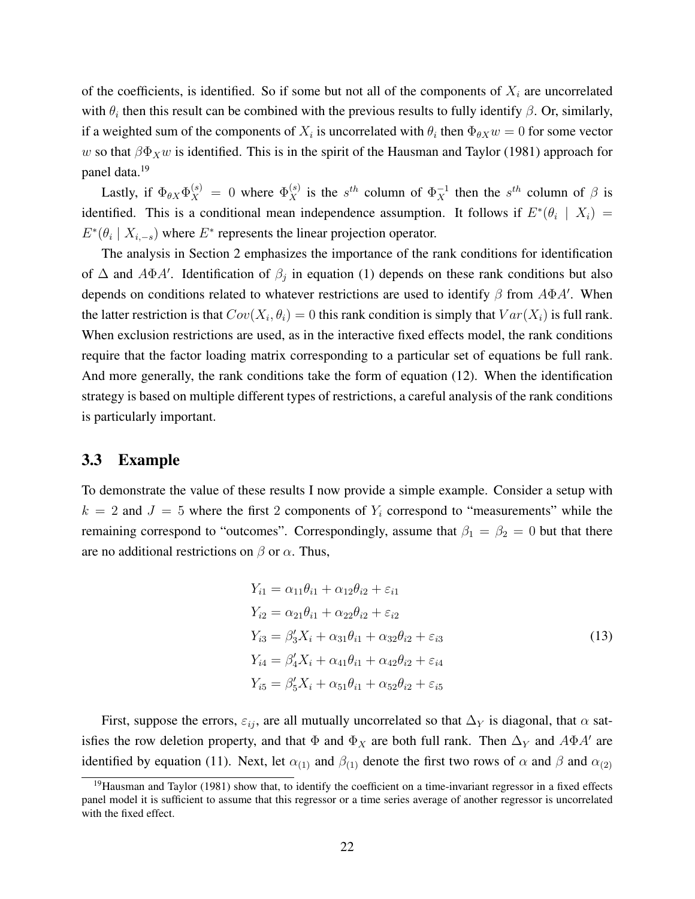of the coefficients, is identified. So if some but not all of the components of $X_i$ are uncorrelated with $\theta_i$ then this result can be combined with the previous results to fully identify $\beta$. Or, similarly, if a weighted sum of the components of $X_i$ is uncorrelated with $\theta_i$ then $\Phi_{\theta X} w = 0$ for some vector $w$ so that $\beta \Phi_X w$ is identified. This is in the spirit of the Hausman and Taylor (1981) approach for panel data.[19]

Lastly, if $\Phi_{\theta X} \Phi_X^{(s)} = 0$ where $\Phi_X^{(s)}$ is the $s^{th}$ column of $\Phi_X^{-1}$ then the $s^{th}$ column of $\beta$ is identified. This is a conditional mean independence assumption. It follows if $E^*(\theta_i \mid X_i) = E^*(\theta_i \mid X_{i,-s})$ where $E^*$ represents the linear projection operator.

The analysis in Section 2 emphasizes the importance of the rank conditions for identification of $\Delta$ and $A\Phi A'$. Identification of $\beta_j$ in equation (1) depends on these rank conditions but also depends on conditions related to whatever restrictions are used to identify $\beta$ from $A\Phi A'$. When the latter restriction is that $Cov(X_i, \theta_i) = 0$ this rank condition is simply that $Var(X_i)$ is full rank. When exclusion restrictions are used, as in the interactive fixed effects model, the rank conditions require that the factor loading matrix corresponding to a particular set of equations be full rank. And more generally, the rank conditions take the form of equation (12). When the identification strategy is based on multiple different types of restrictions, a careful analysis of the rank conditions is particularly important.

## 3.3 Example

To demonstrate the value of these results I now provide a simple example. Consider a setup with $k = 2$ and $J = 5$ where the first 2 components of $Y_i$ correspond to "measurements" while the remaining correspond to "outcomes". Correspondingly, assume that $\beta_1 = \beta_2 = 0$ but that there are no additional restrictions on $\beta$ or $\alpha$. Thus,

$$
\begin{aligned}
Y_{i1} &= \alpha_{11}\theta_{i1} + \alpha_{12}\theta_{i2} + \varepsilon_{i1} \\
Y_{i2} &= \alpha_{21}\theta_{i1} + \alpha_{22}\theta_{i2} + \varepsilon_{i2} \\
Y_{i3} &= \beta_3' X_i + \alpha_{31}\theta_{i1} + \alpha_{32}\theta_{i2} + \varepsilon_{i3} \\
Y_{i4} &= \beta_4' X_i + \alpha_{41}\theta_{i1} + \alpha_{42}\theta_{i2} + \varepsilon_{i4} \\
Y_{i5} &= \beta_5' X_i + \alpha_{51}\theta_{i1} + \alpha_{52}\theta_{i2} + \varepsilon_{i5}
\end{aligned}
\tag{13}
$$

First, suppose the errors, $\varepsilon_{ij}$, are all mutually uncorrelated so that $\Delta_Y$ is diagonal, that $\alpha$ satisfies the row deletion property, and that $\Phi$ and $\Phi_X$ are both full rank. Then $\Delta_Y$ and $A\Phi A'$ are identified by equation (11). Next, let $\alpha_{(1)}$ and $\beta_{(1)}$ denote the first two rows of $\alpha$ and $\beta$ and $\alpha_{(2)}$

[19] Hausman and Taylor (1981) show that, to identify the coefficient on a time-invariant regressor in a fixed effects panel model it is sufficient to assume that this regressor or a time series average of another regressor is uncorrelated with the fixed effect.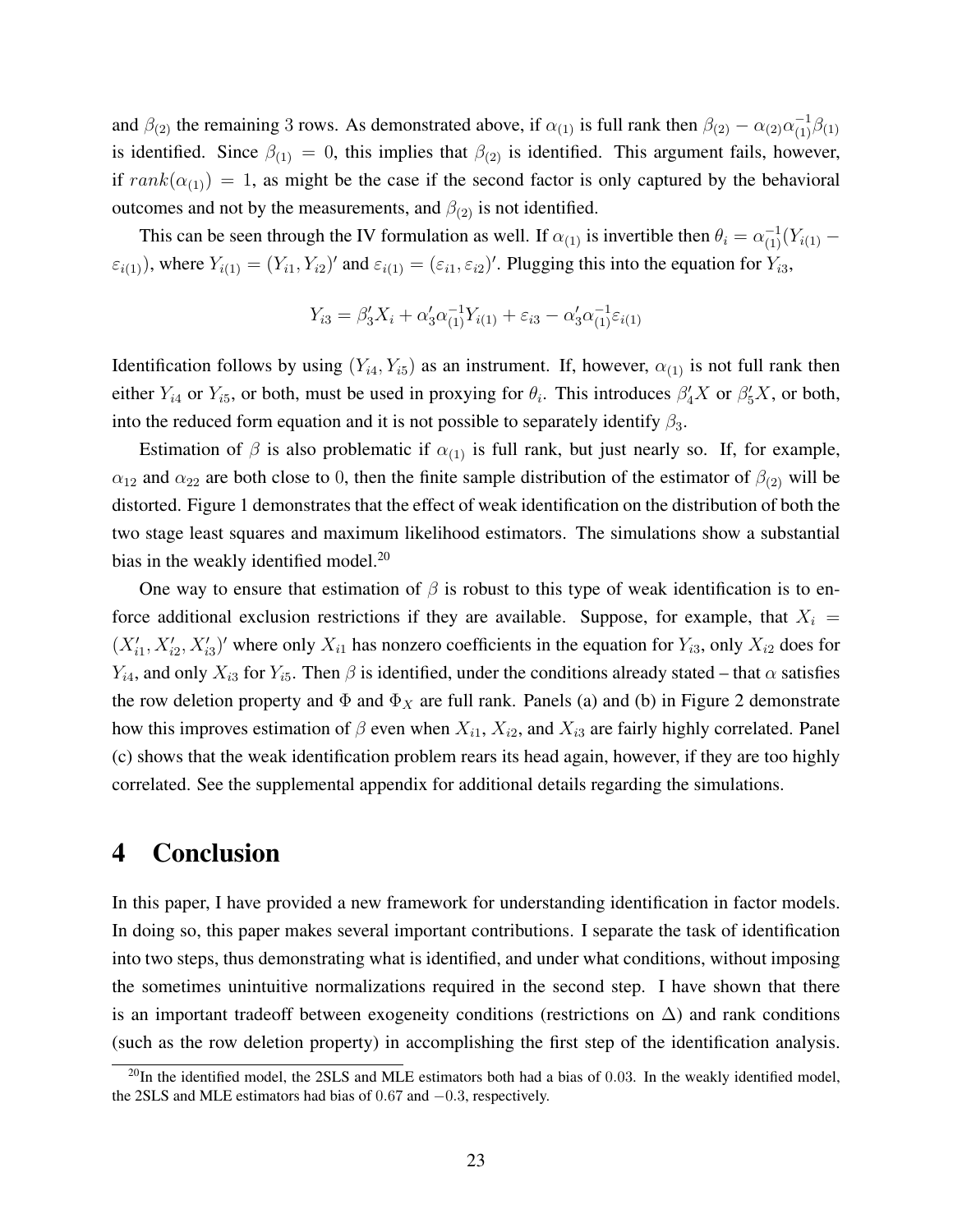and $\beta_{(2)}$ the remaining 3 rows. As demonstrated above, if $\alpha_{(1)}$ is full rank then $\beta_{(2)} - \alpha_{(2)}\alpha_{(1)}^{-1}\beta_{(1)}$ is identified. Since $\beta_{(1)} = 0$, this implies that $\beta_{(2)}$ is identified. This argument fails, however, if $rank(\alpha_{(1)}) = 1$, as might be the case if the second factor is only captured by the behavioral outcomes and not by the measurements, and $\beta_{(2)}$ is not identified.

This can be seen through the IV formulation as well. If $\alpha_{(1)}$ is invertible then $\theta_i = \alpha_{(1)}^{-1}(Y_{i(1)} - \varepsilon_{i(1)})$, where $Y_{i(1)} = (Y_{i1}, Y_{i2})'$ and $\varepsilon_{i(1)} = (\varepsilon_{i1}, \varepsilon_{i2})'$. Plugging this into the equation for $Y_{i3}$,

$$Y_{i3} = \beta_3' X_i + \alpha_3' \alpha_{(1)}^{-1} Y_{i(1)} + \varepsilon_{i3} - \alpha_3' \alpha_{(1)}^{-1} \varepsilon_{i(1)}$$

Identification follows by using $(Y_{i4}, Y_{i5})$ as an instrument. If, however, $\alpha_{(1)}$ is not full rank then either $Y_{i4}$ or $Y_{i5}$, or both, must be used in proxying for $\theta_i$. This introduces $\beta_4' X$ or $\beta_5' X$, or both, into the reduced form equation and it is not possible to separately identify $\beta_3$.

Estimation of $\beta$ is also problematic if $\alpha_{(1)}$ is full rank, but just nearly so. If, for example, $\alpha_{12}$ and $\alpha_{22}$ are both close to 0, then the finite sample distribution of the estimator of $\beta_{(2)}$ will be distorted. Figure 1 demonstrates that the effect of weak identification on the distribution of both the two stage least squares and maximum likelihood estimators. The simulations show a substantial bias in the weakly identified model.[20]

One way to ensure that estimation of $\beta$ is robust to this type of weak identification is to enforce additional exclusion restrictions if they are available. Suppose, for example, that $X_i = (X_{i1}', X_{i2}', X_{i3}')'$ where only $X_{i1}$ has nonzero coefficients in the equation for $Y_{i3}$, only $X_{i2}$ does for $Y_{i4}$, and only $X_{i3}$ for $Y_{i5}$. Then $\beta$ is identified, under the conditions already stated – that $\alpha$ satisfies the row deletion property and $\Phi$ and $\Phi_X$ are full rank. Panels (a) and (b) in Figure 2 demonstrate how this improves estimation of $\beta$ even when $X_{i1}$, $X_{i2}$, and $X_{i3}$ are fairly highly correlated. Panel (c) shows that the weak identification problem rears its head again, however, if they are too highly correlated. See the supplemental appendix for additional details regarding the simulations.

# 4 Conclusion

In this paper, I have provided a new framework for understanding identification in factor models. In doing so, this paper makes several important contributions. I separate the task of identification into two steps, thus demonstrating what is identified, and under what conditions, without imposing the sometimes unintuitive normalizations required in the second step. I have shown that there is an important tradeoff between exogeneity conditions (restrictions on $\Delta$) and rank conditions (such as the row deletion property) in accomplishing the first step of the identification analysis.

[20] In the identified model, the 2SLS and MLE estimators both had a bias of 0.03. In the weakly identified model, the 2SLS and MLE estimators had bias of 0.67 and $-0.3$, respectively.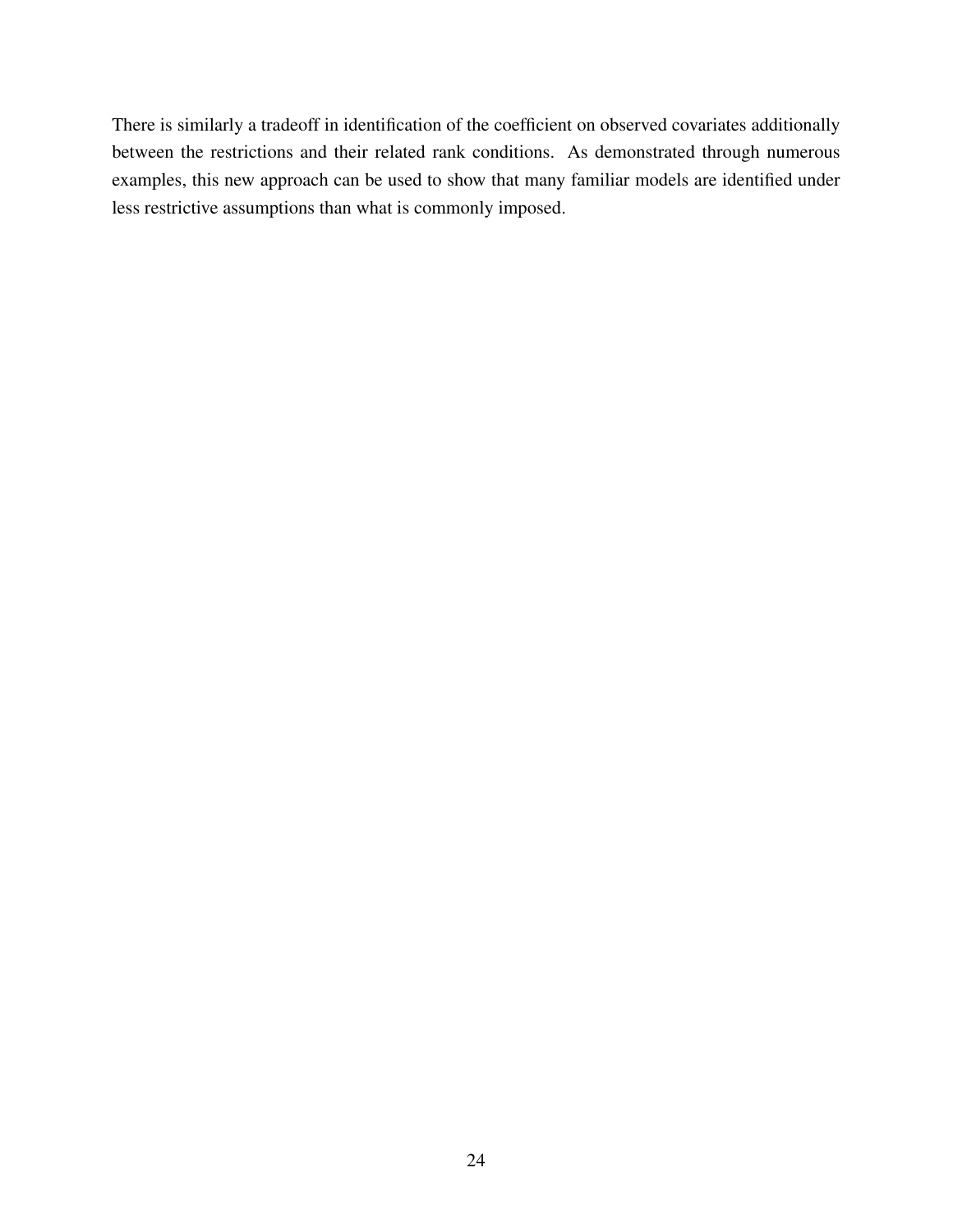There is similarly a tradeoff in identification of the coefficient on observed covariates additionally between the restrictions and their related rank conditions. As demonstrated through numerous examples, this new approach can be used to show that many familiar models are identified under less restrictive assumptions than what is commonly imposed.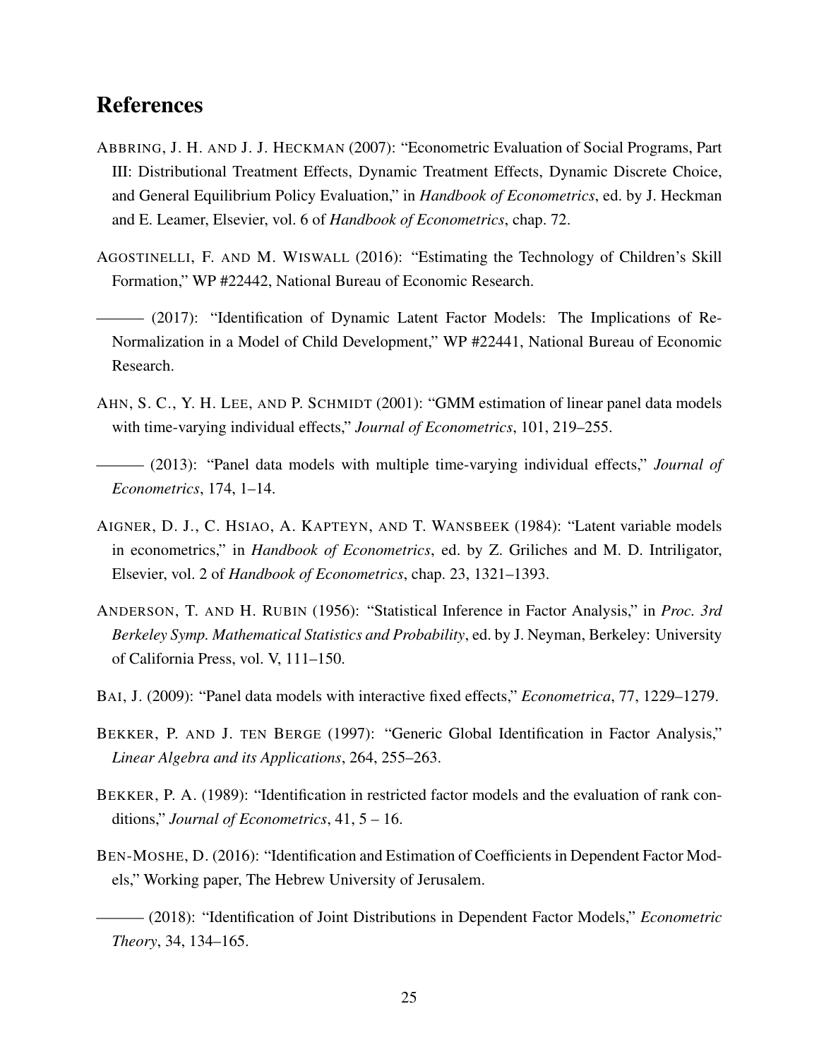## References

ABBRING, J. H. AND J. J. HECKMAN (2007): "Econometric Evaluation of Social Programs, Part III: Distributional Treatment Effects, Dynamic Treatment Effects, Dynamic Discrete Choice, and General Equilibrium Policy Evaluation," in *Handbook of Econometrics*, ed. by J. Heckman and E. Leamer, Elsevier, vol. 6 of *Handbook of Econometrics*, chap. 72.

AGOSTINELLI, F. AND M. WISWALL (2016): "Estimating the Technology of Children's Skill Formation," WP #22442, National Bureau of Economic Research.

——— (2017): "Identification of Dynamic Latent Factor Models: The Implications of Re-Normalization in a Model of Child Development," WP #22441, National Bureau of Economic Research.

AHN, S. C., Y. H. LEE, AND P. SCHMIDT (2001): "GMM estimation of linear panel data models with time-varying individual effects," *Journal of Econometrics*, 101, 219–255.

——— (2013): "Panel data models with multiple time-varying individual effects," *Journal of Econometrics*, 174, 1–14.

AIGNER, D. J., C. HSIAO, A. KAPTEYN, AND T. WANSBEEK (1984): "Latent variable models in econometrics," in *Handbook of Econometrics*, ed. by Z. Griliches and M. D. Intriligator, Elsevier, vol. 2 of *Handbook of Econometrics*, chap. 23, 1321–1393.

ANDERSON, T. AND H. RUBIN (1956): "Statistical Inference in Factor Analysis," in *Proc. 3rd Berkeley Symp. Mathematical Statistics and Probability*, ed. by J. Neyman, Berkeley: University of California Press, vol. V, 111–150.

BAI, J. (2009): "Panel data models with interactive fixed effects," *Econometrica*, 77, 1229–1279.

BEKKER, P. AND J. TEN BERGE (1997): "Generic Global Identification in Factor Analysis," *Linear Algebra and its Applications*, 264, 255–263.

BEKKER, P. A. (1989): "Identification in restricted factor models and the evaluation of rank conditions," *Journal of Econometrics*, 41, 5 – 16.

BEN-MOSHE, D. (2016): "Identification and Estimation of Coefficients in Dependent Factor Models," Working paper, The Hebrew University of Jerusalem.

——— (2018): "Identification of Joint Distributions in Dependent Factor Models," *Econometric Theory*, 34, 134–165.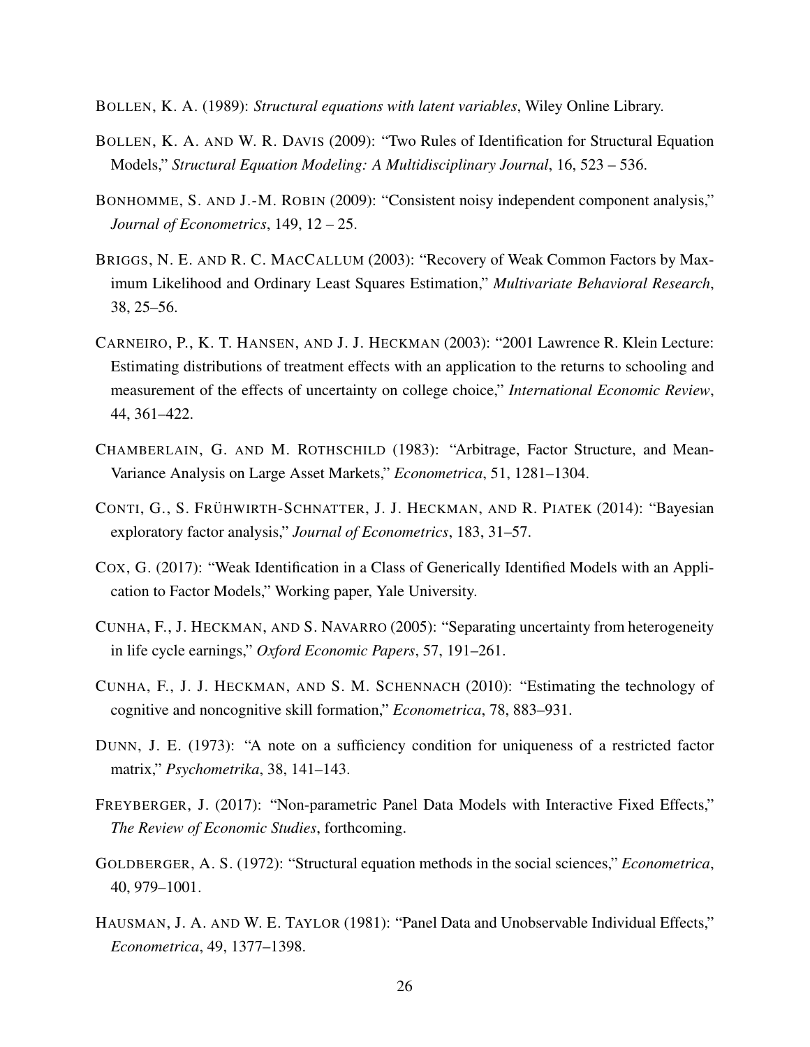BOLLEN, K. A. (1989): *Structural equations with latent variables*, Wiley Online Library.

BOLLEN, K. A. AND W. R. DAVIS (2009): "Two Rules of Identification for Structural Equation Models," *Structural Equation Modeling: A Multidisciplinary Journal*, 16, 523 – 536.

BONHOMME, S. AND J.-M. ROBIN (2009): "Consistent noisy independent component analysis," *Journal of Econometrics*, 149, 12 – 25.

BRIGGS, N. E. AND R. C. MACCALLUM (2003): "Recovery of Weak Common Factors by Maximum Likelihood and Ordinary Least Squares Estimation," *Multivariate Behavioral Research*, 38, 25–56.

CARNEIRO, P., K. T. HANSEN, AND J. J. HECKMAN (2003): "2001 Lawrence R. Klein Lecture: Estimating distributions of treatment effects with an application to the returns to schooling and measurement of the effects of uncertainty on college choice," *International Economic Review*, 44, 361–422.

CHAMBERLAIN, G. AND M. ROTHSCHILD (1983): "Arbitrage, Factor Structure, and Mean-Variance Analysis on Large Asset Markets," *Econometrica*, 51, 1281–1304.

CONTI, G., S. FRÜHWIRTH-SCHNATTER, J. J. HECKMAN, AND R. PIATEK (2014): "Bayesian exploratory factor analysis," *Journal of Econometrics*, 183, 31–57.

COX, G. (2017): "Weak Identification in a Class of Generically Identified Models with an Application to Factor Models," Working paper, Yale University.

CUNHA, F., J. HECKMAN, AND S. NAVARRO (2005): "Separating uncertainty from heterogeneity in life cycle earnings," *Oxford Economic Papers*, 57, 191–261.

CUNHA, F., J. J. HECKMAN, AND S. M. SCHENNACH (2010): "Estimating the technology of cognitive and noncognitive skill formation," *Econometrica*, 78, 883–931.

DUNN, J. E. (1973): "A note on a sufficiency condition for uniqueness of a restricted factor matrix," *Psychometrika*, 38, 141–143.

FREYBERGER, J. (2017): "Non-parametric Panel Data Models with Interactive Fixed Effects," *The Review of Economic Studies*, forthcoming.

GOLDBERGER, A. S. (1972): "Structural equation methods in the social sciences," *Econometrica*, 40, 979–1001.

HAUSMAN, J. A. AND W. E. TAYLOR (1981): "Panel Data and Unobservable Individual Effects," *Econometrica*, 49, 1377–1398.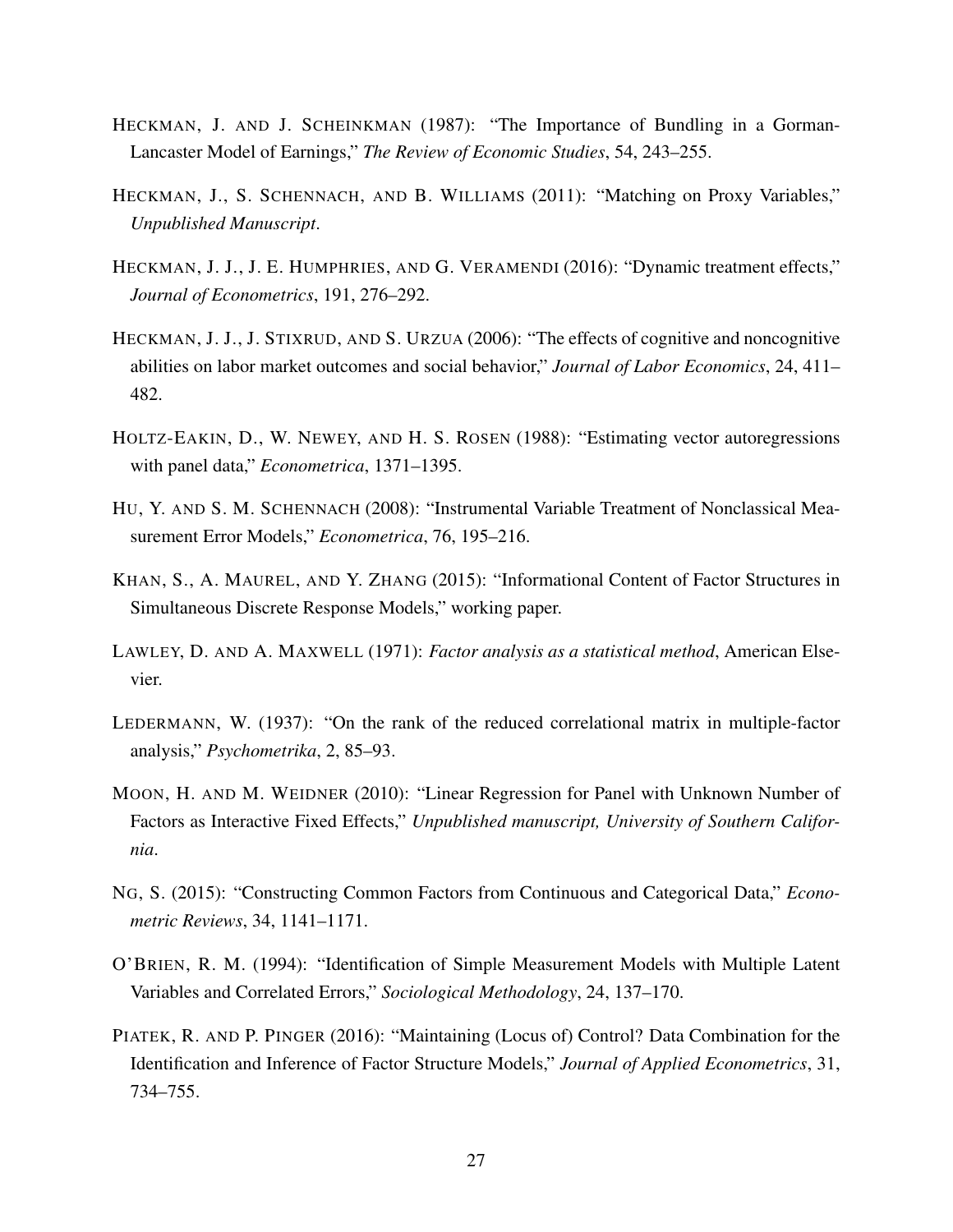HECKMAN, J. AND J. SCHEINKMAN (1987): "The Importance of Bundling in a Gorman-Lancaster Model of Earnings," *The Review of Economic Studies*, 54, 243–255.

HECKMAN, J., S. SCHENNACH, AND B. WILLIAMS (2011): "Matching on Proxy Variables," *Unpublished Manuscript*.

HECKMAN, J. J., J. E. HUMPHRIES, AND G. VERAMENDI (2016): "Dynamic treatment effects," *Journal of Econometrics*, 191, 276–292.

HECKMAN, J. J., J. STIXRUD, AND S. URZUA (2006): "The effects of cognitive and noncognitive abilities on labor market outcomes and social behavior," *Journal of Labor Economics*, 24, 411–482.

HOLTZ-EAKIN, D., W. NEWEY, AND H. S. ROSEN (1988): "Estimating vector autoregressions with panel data," *Econometrica*, 1371–1395.

HU, Y. AND S. M. SCHENNACH (2008): "Instrumental Variable Treatment of Nonclassical Measurement Error Models," *Econometrica*, 76, 195–216.

KHAN, S., A. MAUREL, AND Y. ZHANG (2015): "Informational Content of Factor Structures in Simultaneous Discrete Response Models," working paper.

LAWLEY, D. AND A. MAXWELL (1971): *Factor analysis as a statistical method*, American Elsevier.

LEDERMANN, W. (1937): "On the rank of the reduced correlational matrix in multiple-factor analysis," *Psychometrika*, 2, 85–93.

MOON, H. AND M. WEIDNER (2010): "Linear Regression for Panel with Unknown Number of Factors as Interactive Fixed Effects," *Unpublished manuscript, University of Southern California*.

NG, S. (2015): "Constructing Common Factors from Continuous and Categorical Data," *Econometric Reviews*, 34, 1141–1171.

O'BRIEN, R. M. (1994): "Identification of Simple Measurement Models with Multiple Latent Variables and Correlated Errors," *Sociological Methodology*, 24, 137–170.

PIATEK, R. AND P. PINGER (2016): "Maintaining (Locus of) Control? Data Combination for the Identification and Inference of Factor Structure Models," *Journal of Applied Econometrics*, 31, 734–755.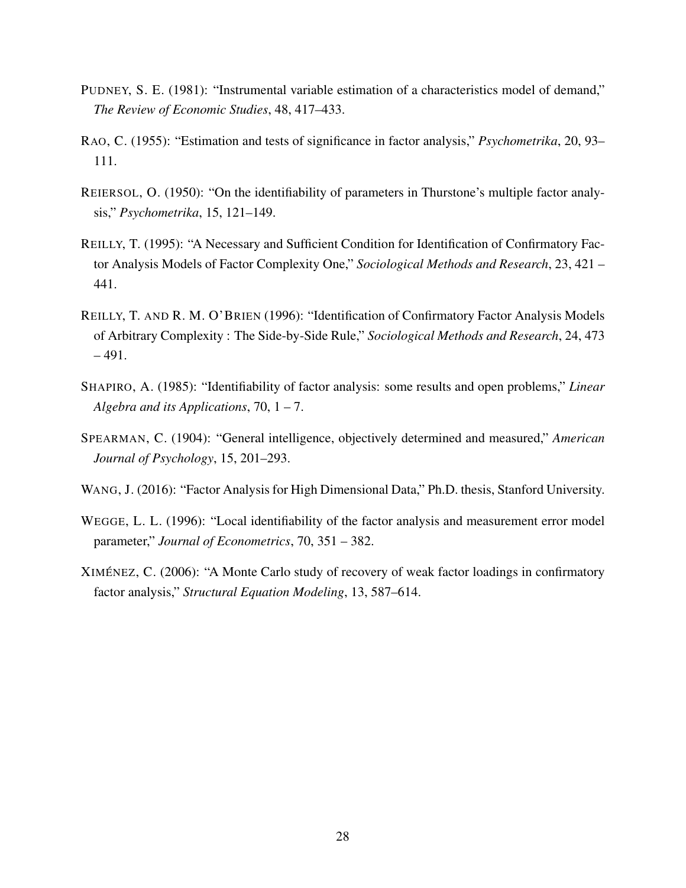PUDNEY, S. E. (1981): "Instrumental variable estimation of a characteristics model of demand," *The Review of Economic Studies*, 48, 417–433.

RAO, C. (1955): "Estimation and tests of significance in factor analysis," *Psychometrika*, 20, 93–111.

REIERSOL, O. (1950): "On the identifiability of parameters in Thurstone's multiple factor analysis," *Psychometrika*, 15, 121–149.

REILLY, T. (1995): "A Necessary and Sufficient Condition for Identification of Confirmatory Factor Analysis Models of Factor Complexity One," *Sociological Methods and Research*, 23, 421 – 441.

REILLY, T. AND R. M. O'BRIEN (1996): "Identification of Confirmatory Factor Analysis Models of Arbitrary Complexity : The Side-by-Side Rule," *Sociological Methods and Research*, 24, 473 – 491.

SHAPIRO, A. (1985): "Identifiability of factor analysis: some results and open problems," *Linear Algebra and its Applications*, 70, 1 – 7.

SPEARMAN, C. (1904): "General intelligence, objectively determined and measured," *American Journal of Psychology*, 15, 201–293.

WANG, J. (2016): "Factor Analysis for High Dimensional Data," Ph.D. thesis, Stanford University.

WEGGE, L. L. (1996): "Local identifiability of the factor analysis and measurement error model parameter," *Journal of Econometrics*, 70, 351 – 382.

XIMÉNEZ, C. (2006): "A Monte Carlo study of recovery of weak factor loadings in confirmatory factor analysis," *Structural Equation Modeling*, 13, 587–614.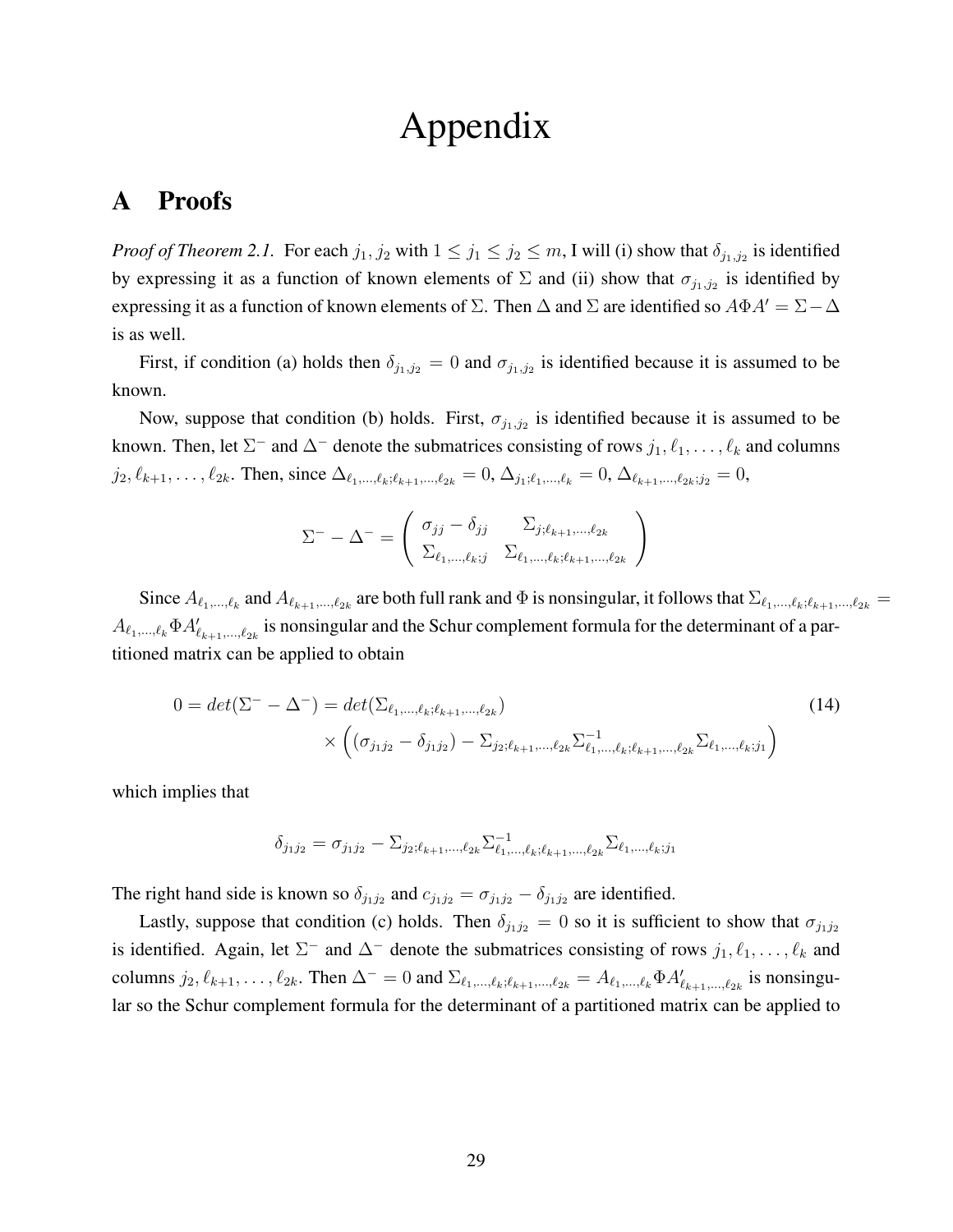# Appendix

## A Proofs

*Proof of Theorem 2.1.* For each $j_1, j_2$ with $1 \leq j_1 \leq j_2 \leq m$, I will (i) show that $\delta_{j_1,j_2}$ is identified by expressing it as a function of known elements of $\Sigma$ and (ii) show that $\sigma_{j_1,j_2}$ is identified by expressing it as a function of known elements of $\Sigma$. Then $\Delta$ and $\Sigma$ are identified so $A\Phi A' = \Sigma - \Delta$ is as well.

First, if condition (a) holds then $\delta_{j_1,j_2} = 0$ and $\sigma_{j_1,j_2}$ is identified because it is assumed to be known.

Now, suppose that condition (b) holds. First, $\sigma_{j_1,j_2}$ is identified because it is assumed to be known. Then, let $\Sigma^-$ and $\Delta^-$ denote the submatrices consisting of rows $j_1, \ell_1, \ldots, \ell_k$ and columns $j_2, \ell_{k+1}, \ldots, \ell_{2k}$. Then, since $\Delta_{\ell_1,\ldots,\ell_k;\ell_{k+1},\ldots,\ell_{2k}} = 0$, $\Delta_{j_1;\ell_1,\ldots,\ell_k} = 0$, $\Delta_{\ell_{k+1},\ldots,\ell_{2k};j_2} = 0$,

$$\Sigma^- - \Delta^- = \begin{pmatrix} \sigma_{jj} - \delta_{jj} & \Sigma_{j;\ell_{k+1},\ldots,\ell_{2k}} \\ \Sigma_{\ell_1,\ldots,\ell_k;j} & \Sigma_{\ell_1,\ldots,\ell_k;\ell_{k+1},\ldots,\ell_{2k}} \end{pmatrix}$$

Since $A_{\ell_1,\ldots,\ell_k}$ and $A_{\ell_{k+1},\ldots,\ell_{2k}}$ are both full rank and $\Phi$ is nonsingular, it follows that $\Sigma_{\ell_1,\ldots,\ell_k;\ell_{k+1},\ldots,\ell_{2k}} = A_{\ell_1,\ldots,\ell_k}\Phi A'_{\ell_{k+1},\ldots,\ell_{2k}}$ is nonsingular and the Schur complement formula for the determinant of a partitioned matrix can be applied to obtain

$$\begin{aligned} 0 = det(\Sigma^- - \Delta^-) = & \, det(\Sigma_{\ell_1,\ldots,\ell_k;\ell_{k+1},\ldots,\ell_{2k}}) \\ & \times \left( (\sigma_{j_1 j_2} - \delta_{j_1 j_2}) - \Sigma_{j_2;\ell_{k+1},\ldots,\ell_{2k}} \Sigma^{-1}_{\ell_1,\ldots,\ell_k;\ell_{k+1},\ldots,\ell_{2k}} \Sigma_{\ell_1,\ldots,\ell_k;j_1} \right) \end{aligned} \tag{14}$$

which implies that

$$\delta_{j_1 j_2} = \sigma_{j_1 j_2} - \Sigma_{j_2;\ell_{k+1},\ldots,\ell_{2k}} \Sigma^{-1}_{\ell_1,\ldots,\ell_k;\ell_{k+1},\ldots,\ell_{2k}} \Sigma_{\ell_1,\ldots,\ell_k;j_1}$$

The right hand side is known so $\delta_{j_1 j_2}$ and $c_{j_1 j_2} = \sigma_{j_1 j_2} - \delta_{j_1 j_2}$ are identified.

Lastly, suppose that condition (c) holds. Then $\delta_{j_1 j_2} = 0$ so it is sufficient to show that $\sigma_{j_1 j_2}$ is identified. Again, let $\Sigma^-$ and $\Delta^-$ denote the submatrices consisting of rows $j_1, \ell_1, \ldots, \ell_k$ and columns $j_2, \ell_{k+1}, \ldots, \ell_{2k}$. Then $\Delta^- = 0$ and $\Sigma_{\ell_1,\ldots,\ell_k;\ell_{k+1},\ldots,\ell_{2k}} = A_{\ell_1,\ldots,\ell_k}\Phi A'_{\ell_{k+1},\ldots,\ell_{2k}}$ is nonsingular so the Schur complement formula for the determinant of a partitioned matrix can be applied to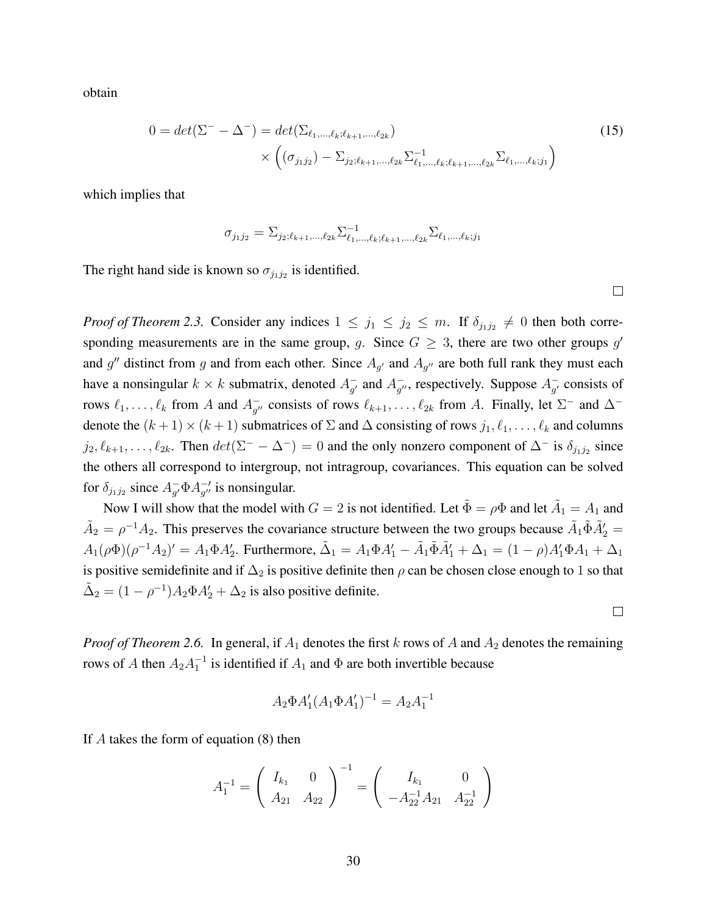obtain

$$
\begin{aligned}
0 = det(\Sigma^- - \Delta^-) = det(\Sigma_{\ell_1,\ldots,\ell_k;\ell_{k+1},\ldots,\ell_{2k}}) \\
\times \left( (\sigma_{j_1 j_2}) - \Sigma_{j_2;\ell_{k+1},\ldots,\ell_{2k}} \Sigma^{-1}_{\ell_1,\ldots,\ell_k;\ell_{k+1},\ldots,\ell_{2k}} \Sigma_{\ell_1,\ldots,\ell_k;j_1} \right)
\end{aligned}
\tag{15}
$$

which implies that

$$
\sigma_{j_1 j_2} = \Sigma_{j_2;\ell_{k+1},\ldots,\ell_{2k}} \Sigma^{-1}_{\ell_1,\ldots,\ell_k;\ell_{k+1},\ldots,\ell_{2k}} \Sigma_{\ell_1,\ldots,\ell_k;j_1}
$$

The right hand side is known so $\sigma_{j_1 j_2}$ is identified.

□

*Proof of Theorem 2.3.* Consider any indices $1 \leq j_1 \leq j_2 \leq m$. If $\delta_{j_1 j_2} \neq 0$ then both corresponding measurements are in the same group, $g$. Since $G \geq 3$, there are two other groups $g'$ and $g''$ distinct from $g$ and from each other. Since $A_{g'}$ and $A_{g''}$ are both full rank they must each have a nonsingular $k \times k$ submatrix, denoted $A^-_{g'}$ and $A^-_{g''}$, respectively. Suppose $A^-_{g'}$ consists of rows $\ell_1, \ldots, \ell_k$ from $A$ and $A^-_{g''}$ consists of rows $\ell_{k+1}, \ldots, \ell_{2k}$ from $A$. Finally, let $\Sigma^-$ and $\Delta^-$ denote the $(k+1) \times (k+1)$ submatrices of $\Sigma$ and $\Delta$ consisting of rows $j_1, \ell_1, \ldots, \ell_k$ and columns $j_2, \ell_{k+1}, \ldots, \ell_{2k}$. Then $det(\Sigma^- - \Delta^-) = 0$ and the only nonzero component of $\Delta^-$ is $\delta_{j_1 j_2}$ since the others all correspond to intergroup, not intragroup, covariances. This equation can be solved for $\delta_{j_1 j_2}$ since $A^-_{g'} \Phi A^{-\prime}_{g''}$ is nonsingular.

Now I will show that the model with $G = 2$ is not identified. Let $\tilde{\Phi} = \rho \Phi$ and let $\tilde{A}_1 = A_1$ and $\tilde{A}_2 = \rho^{-1} A_2$. This preserves the covariance structure between the two groups because $\tilde{A}_1 \tilde{\Phi} \tilde{A}_2' = A_1(\rho\Phi)(\rho^{-1} A_2)' = A_1 \Phi A_2'$. Furthermore, $\tilde{\Delta}_1 = A_1 \Phi A_1' - \tilde{A}_1 \tilde{\Phi} \tilde{A}_1' + \Delta_1 = (1 - \rho) A_1' \Phi A_1 + \Delta_1$ is positive semidefinite and if $\Delta_2$ is positive definite then $\rho$ can be chosen close enough to $1$ so that $\tilde{\Delta}_2 = (1 - \rho^{-1}) A_2 \Phi A_2' + \Delta_2$ is also positive definite.

□

*Proof of Theorem 2.6.* In general, if $A_1$ denotes the first $k$ rows of $A$ and $A_2$ denotes the remaining rows of $A$ then $A_2 A_1^{-1}$ is identified if $A_1$ and $\Phi$ are both invertible because

$$
A_2 \Phi A_1' (A_1 \Phi A_1')^{-1} = A_2 A_1^{-1}
$$

If $A$ takes the form of equation (8) then

$$
A_1^{-1} = \begin{pmatrix} I_{k_1} & 0 \\ A_{21} & A_{22} \end{pmatrix}^{-1} = \begin{pmatrix} I_{k_1} & 0 \\ -A_{22}^{-1} A_{21} & A_{22}^{-1} \end{pmatrix}
$$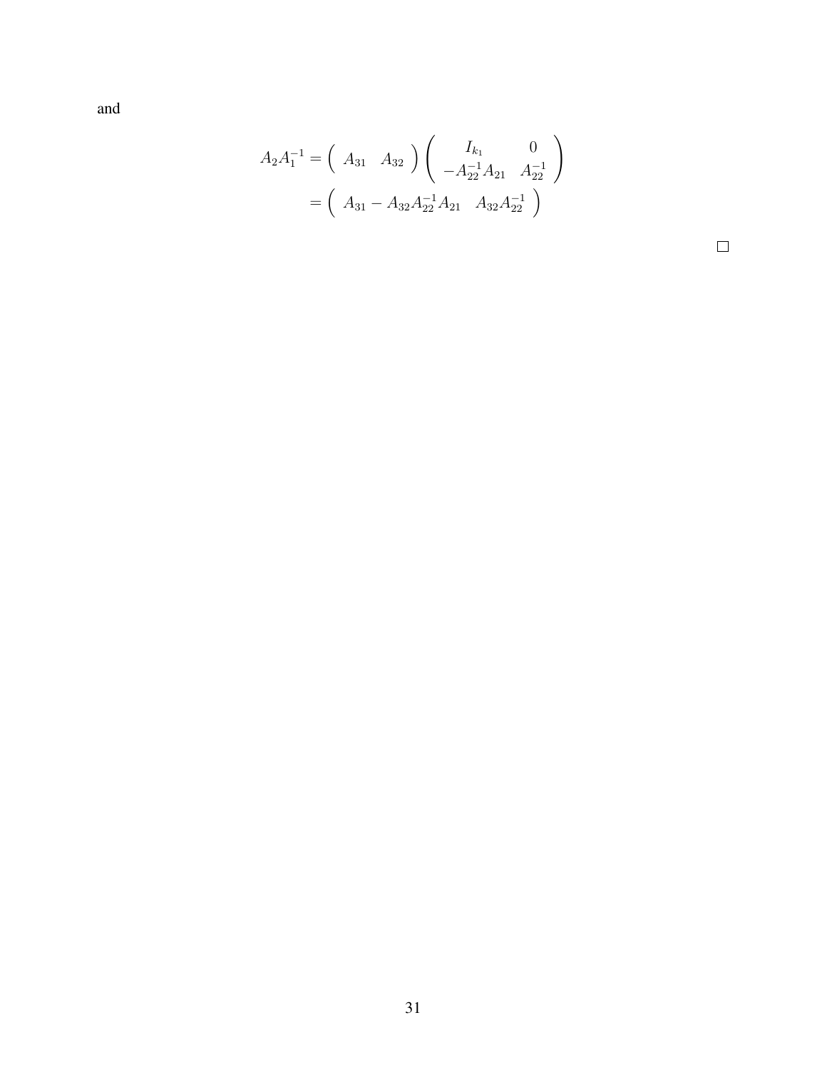and

$$
\begin{aligned}
A_2 A_1^{-1} &= \begin{pmatrix} A_{31} & A_{32} \end{pmatrix} \begin{pmatrix} I_{k_1} & 0 \\ -A_{22}^{-1} A_{21} & A_{22}^{-1} \end{pmatrix} \\
&= \begin{pmatrix} A_{31} - A_{32} A_{22}^{-1} A_{21} & A_{32} A_{22}^{-1} \end{pmatrix}
\end{aligned}
$$

□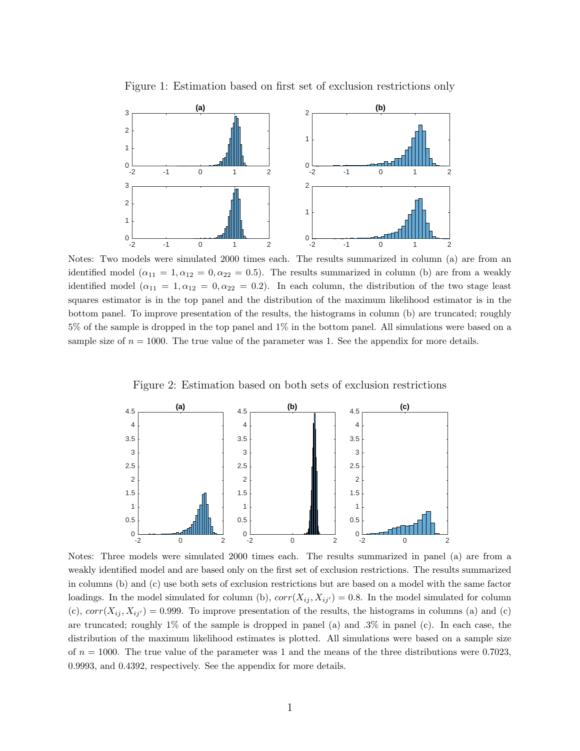Figure 1: Estimation based on first set of exclusion restrictions only

(a)

3
2
1
0
-2 -1 0 1 2

3
2
1
0
-2 -1 0 1 2

(b)

2
1
0
-2 -1 0 1 2

2
1
0
-2 -1 0 1 2

Notes: Two models were simulated 2000 times each. The results summarized in column (a) are from an identified model ($\alpha_{11} = 1, \alpha_{12} = 0, \alpha_{22} = 0.5$). The results summarized in column (b) are from a weakly identified model ($\alpha_{11} = 1, \alpha_{12} = 0, \alpha_{22} = 0.2$). In each column, the distribution of the two stage least squares estimator is in the top panel and the distribution of the maximum likelihood estimator is in the bottom panel. To improve presentation of the results, the histograms in column (b) are truncated; roughly 5% of the sample is dropped in the top panel and 1% in the bottom panel. All simulations were based on a sample size of $n = 1000$. The true value of the parameter was 1. See the appendix for more details.

Figure 2: Estimation based on both sets of exclusion restrictions

(a)

4.5
4
3.5
3
2.5
2
1.5
1
0.5
0
-2 0 2

(b)

4.5
4
3.5
3
2.5
2
1.5
1
0.5
0
-2 0 2

(c)

4.5
4
3.5
3
2.5
2
1.5
1
0.5
0
-2 0 2

Notes: Three models were simulated 2000 times each. The results summarized in panel (a) are from a weakly identified model and are based only on the first set of exclusion restrictions. The results summarized in columns (b) and (c) use both sets of exclusion restrictions but are based on a model with the same factor loadings. In the model simulated for column (b), $corr(X_{ij}, X_{ij'}) = 0.8$. In the model simulated for column (c), $corr(X_{ij}, X_{ij'}) = 0.999$. To improve presentation of the results, the histograms in columns (a) and (c) are truncated; roughly 1% of the sample is dropped in panel (a) and .3% in panel (c). In each case, the distribution of the maximum likelihood estimates is plotted. All simulations were based on a sample size of $n = 1000$. The true value of the parameter was 1 and the means of the three distributions were 0.7023, 0.9993, and 0.4392, respectively. See the appendix for more details.